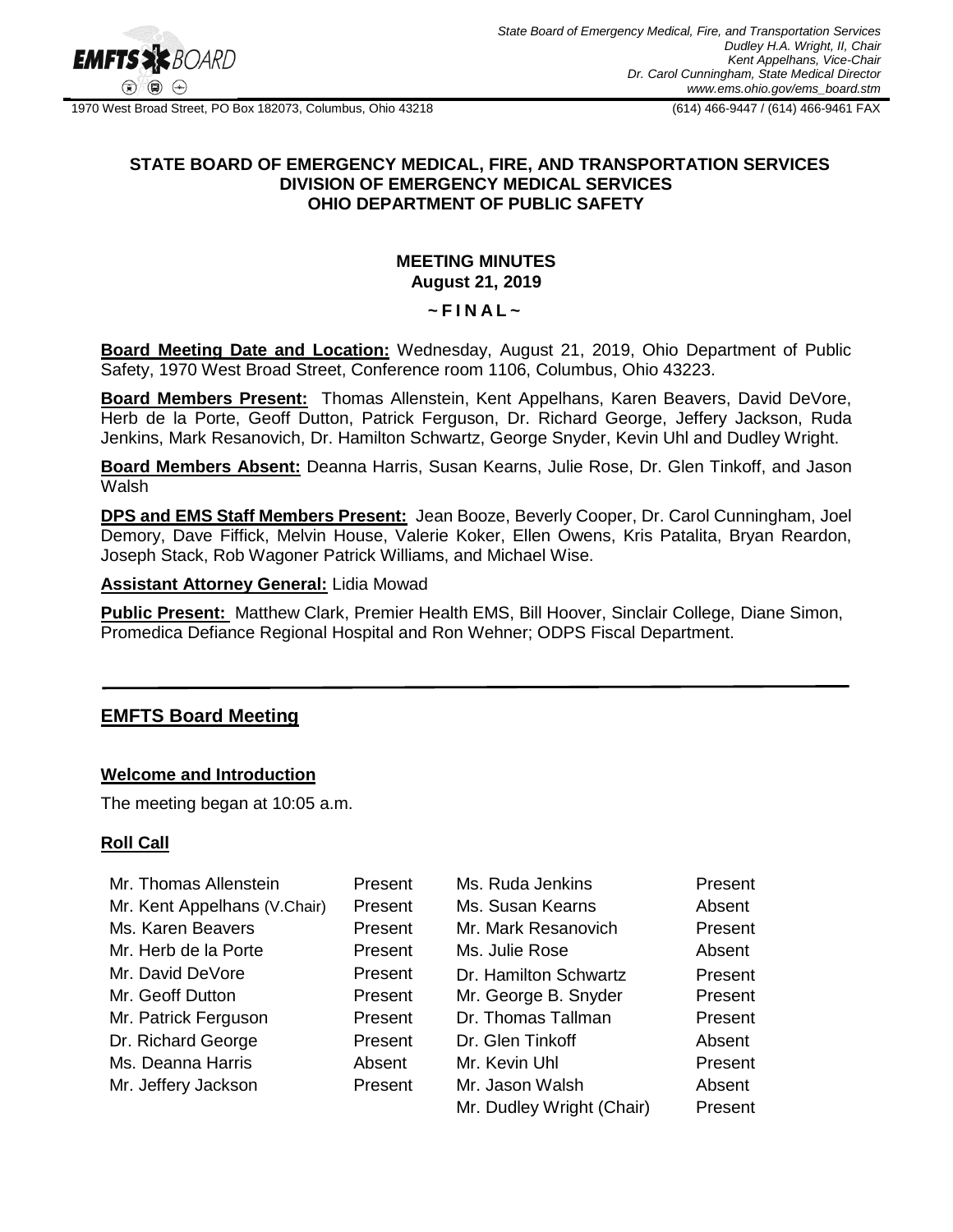State Board of Emergency Medical, Fire, and Transportation Services
Dudley H.A. Wright, II, Chair
Kent Appelhans, Vice-Chair
Dr. Carol Cunningham, State Medical Director
www.ems.ohio.gov/ems_board.stm

1970 West Broad Street, PO Box 182073, Columbus, Ohio 43218 (614) 466-9447 / (614) 466-9461 FAX

## STATE BOARD OF EMERGENCY MEDICAL, FIRE, AND TRANSPORTATION SERVICES DIVISION OF EMERGENCY MEDICAL SERVICES OHIO DEPARTMENT OF PUBLIC SAFETY

### MEETING MINUTES
### August 21, 2019

**~ F I N A L ~**

**Board Meeting Date and Location:** Wednesday, August 21, 2019, Ohio Department of Public Safety, 1970 West Broad Street, Conference room 1106, Columbus, Ohio 43223.

**Board Members Present:** Thomas Allenstein, Kent Appelhans, Karen Beavers, David DeVore, Herb de la Porte, Geoff Dutton, Patrick Ferguson, Dr. Richard George, Jeffery Jackson, Ruda Jenkins, Mark Resanovich, Dr. Hamilton Schwartz, George Snyder, Kevin Uhl and Dudley Wright.

**Board Members Absent:** Deanna Harris, Susan Kearns, Julie Rose, Dr. Glen Tinkoff, and Jason Walsh

**DPS and EMS Staff Members Present:** Jean Booze, Beverly Cooper, Dr. Carol Cunningham, Joel Demory, Dave Fiffick, Melvin House, Valerie Koker, Ellen Owens, Kris Patalita, Bryan Reardon, Joseph Stack, Rob Wagoner Patrick Williams, and Michael Wise.

**Assistant Attorney General:** Lidia Mowad

**Public Present:** Matthew Clark, Premier Health EMS, Bill Hoover, Sinclair College, Diane Simon, Promedica Defiance Regional Hospital and Ron Wehner; ODPS Fiscal Department.

## EMFTS Board Meeting

### Welcome and Introduction

The meeting began at 10:05 a.m.

### Roll Call

| | | | |
|---|---|---|---|
| Mr. Thomas Allenstein | Present | Ms. Ruda Jenkins | Present |
| Mr. Kent Appelhans (V.Chair) | Present | Ms. Susan Kearns | Absent |
| Ms. Karen Beavers | Present | Mr. Mark Resanovich | Present |
| Mr. Herb de la Porte | Present | Ms. Julie Rose | Absent |
| Mr. David DeVore | Present | Dr. Hamilton Schwartz | Present |
| Mr. Geoff Dutton | Present | Mr. George B. Snyder | Present |
| Mr. Patrick Ferguson | Present | Dr. Thomas Tallman | Present |
| Dr. Richard George | Present | Dr. Glen Tinkoff | Absent |
| Ms. Deanna Harris | Absent | Mr. Kevin Uhl | Present |
| Mr. Jeffery Jackson | Present | Mr. Jason Walsh | Absent |
| | | Mr. Dudley Wright (Chair) | Present |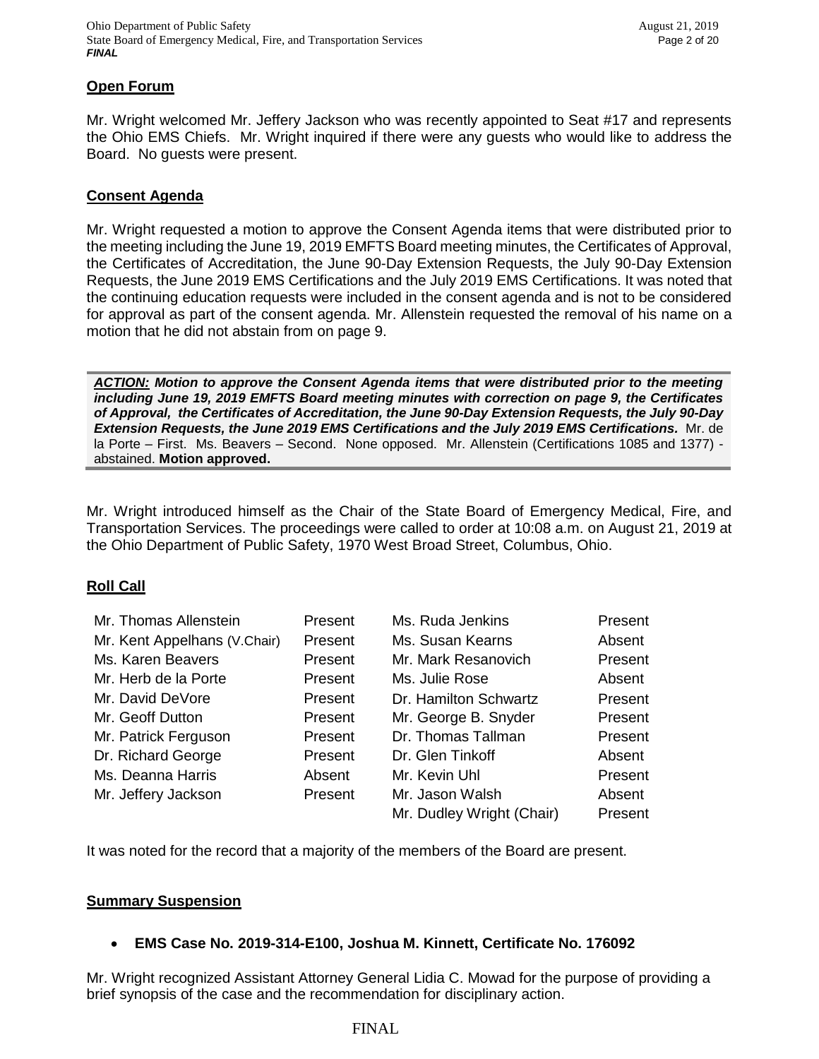## Open Forum

Mr. Wright welcomed Mr. Jeffery Jackson who was recently appointed to Seat #17 and represents the Ohio EMS Chiefs. Mr. Wright inquired if there were any guests who would like to address the Board. No guests were present.

## Consent Agenda

Mr. Wright requested a motion to approve the Consent Agenda items that were distributed prior to the meeting including the June 19, 2019 EMFTS Board meeting minutes, the Certificates of Approval, the Certificates of Accreditation, the June 90-Day Extension Requests, the July 90-Day Extension Requests, the June 2019 EMS Certifications and the July 2019 EMS Certifications. It was noted that the continuing education requests were included in the consent agenda and is not to be considered for approval as part of the consent agenda. Mr. Allenstein requested the removal of his name on a motion that he did not abstain from on page 9.

> ***ACTION:*** ***Motion to approve the Consent Agenda items that were distributed prior to the meeting including June 19, 2019 EMFTS Board meeting minutes with correction on page 9, the Certificates of Approval, the Certificates of Accreditation, the June 90-Day Extension Requests, the July 90-Day Extension Requests, the June 2019 EMS Certifications and the July 2019 EMS Certifications.*** Mr. de la Porte – First. Ms. Beavers – Second. None opposed. Mr. Allenstein (Certifications 1085 and 1377) - abstained. **Motion approved.**

Mr. Wright introduced himself as the Chair of the State Board of Emergency Medical, Fire, and Transportation Services. The proceedings were called to order at 10:08 a.m. on August 21, 2019 at the Ohio Department of Public Safety, 1970 West Broad Street, Columbus, Ohio.

## Roll Call

| | | | |
|---|---|---|---|
| Mr. Thomas Allenstein | Present | Ms. Ruda Jenkins | Present |
| Mr. Kent Appelhans (V.Chair) | Present | Ms. Susan Kearns | Absent |
| Ms. Karen Beavers | Present | Mr. Mark Resanovich | Present |
| Mr. Herb de la Porte | Present | Ms. Julie Rose | Absent |
| Mr. David DeVore | Present | Dr. Hamilton Schwartz | Present |
| Mr. Geoff Dutton | Present | Mr. George B. Snyder | Present |
| Mr. Patrick Ferguson | Present | Dr. Thomas Tallman | Present |
| Dr. Richard George | Present | Dr. Glen Tinkoff | Absent |
| Ms. Deanna Harris | Absent | Mr. Kevin Uhl | Present |
| Mr. Jeffery Jackson | Present | Mr. Jason Walsh | Absent |
| | | Mr. Dudley Wright (Chair) | Present |

It was noted for the record that a majority of the members of the Board are present.

## Summary Suspension

- **EMS Case No. 2019-314-E100, Joshua M. Kinnett, Certificate No. 176092**

Mr. Wright recognized Assistant Attorney General Lidia C. Mowad for the purpose of providing a brief synopsis of the case and the recommendation for disciplinary action.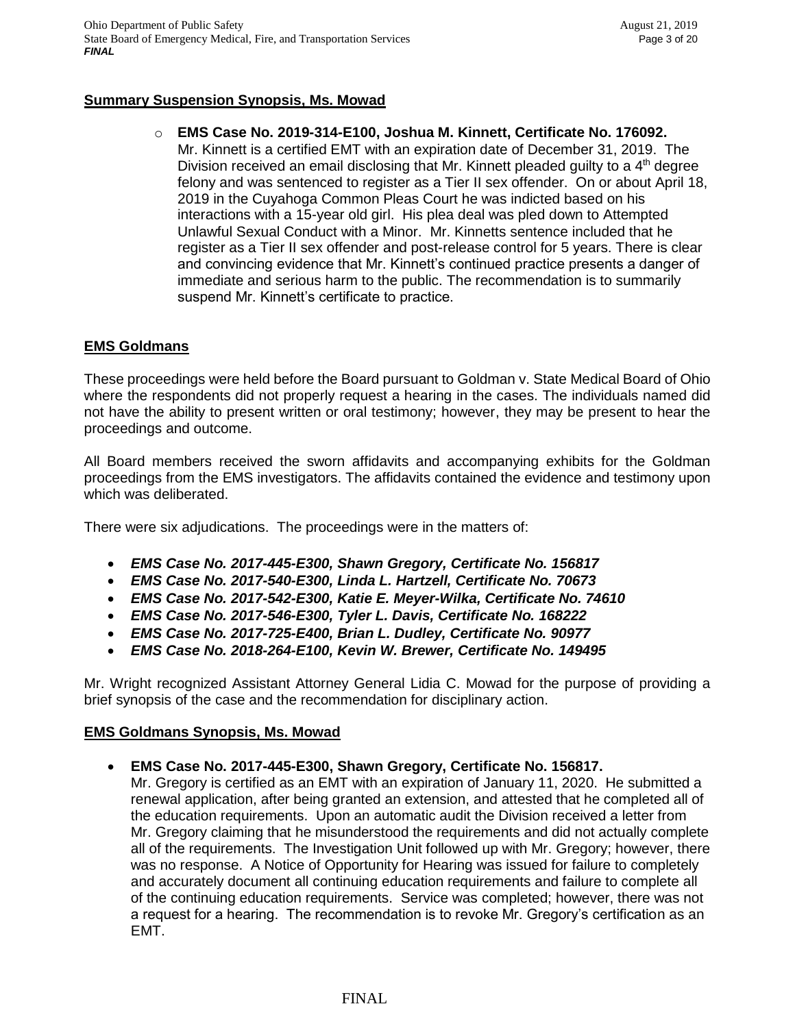**Summary Suspension Synopsis, Ms. Mowad**

- **EMS Case No. 2019-314-E100, Joshua M. Kinnett, Certificate No. 176092.**
  Mr. Kinnett is a certified EMT with an expiration date of December 31, 2019. The Division received an email disclosing that Mr. Kinnett pleaded guilty to a 4th degree felony and was sentenced to register as a Tier II sex offender. On or about April 18, 2019 in the Cuyahoga Common Pleas Court he was indicted based on his interactions with a 15-year old girl. His plea deal was pled down to Attempted Unlawful Sexual Conduct with a Minor. Mr. Kinnetts sentence included that he register as a Tier II sex offender and post-release control for 5 years. There is clear and convincing evidence that Mr. Kinnett's continued practice presents a danger of immediate and serious harm to the public. The recommendation is to summarily suspend Mr. Kinnett's certificate to practice.

**EMS Goldmans**

These proceedings were held before the Board pursuant to Goldman v. State Medical Board of Ohio where the respondents did not properly request a hearing in the cases. The individuals named did not have the ability to present written or oral testimony; however, they may be present to hear the proceedings and outcome.

All Board members received the sworn affidavits and accompanying exhibits for the Goldman proceedings from the EMS investigators. The affidavits contained the evidence and testimony upon which was deliberated.

There were six adjudications. The proceedings were in the matters of:

- ***EMS Case No. 2017-445-E300, Shawn Gregory, Certificate No. 156817***
- ***EMS Case No. 2017-540-E300, Linda L. Hartzell, Certificate No. 70673***
- ***EMS Case No. 2017-542-E300, Katie E. Meyer-Wilka, Certificate No. 74610***
- ***EMS Case No. 2017-546-E300, Tyler L. Davis, Certificate No. 168222***
- ***EMS Case No. 2017-725-E400, Brian L. Dudley, Certificate No. 90977***
- ***EMS Case No. 2018-264-E100, Kevin W. Brewer, Certificate No. 149495***

Mr. Wright recognized Assistant Attorney General Lidia C. Mowad for the purpose of providing a brief synopsis of the case and the recommendation for disciplinary action.

**EMS Goldmans Synopsis, Ms. Mowad**

- **EMS Case No. 2017-445-E300, Shawn Gregory, Certificate No. 156817.**
  Mr. Gregory is certified as an EMT with an expiration of January 11, 2020. He submitted a renewal application, after being granted an extension, and attested that he completed all of the education requirements. Upon an automatic audit the Division received a letter from Mr. Gregory claiming that he misunderstood the requirements and did not actually complete all of the requirements. The Investigation Unit followed up with Mr. Gregory; however, there was no response. A Notice of Opportunity for Hearing was issued for failure to completely and accurately document all continuing education requirements and failure to complete all of the continuing education requirements. Service was completed; however, there was not a request for a hearing. The recommendation is to revoke Mr. Gregory's certification as an EMT.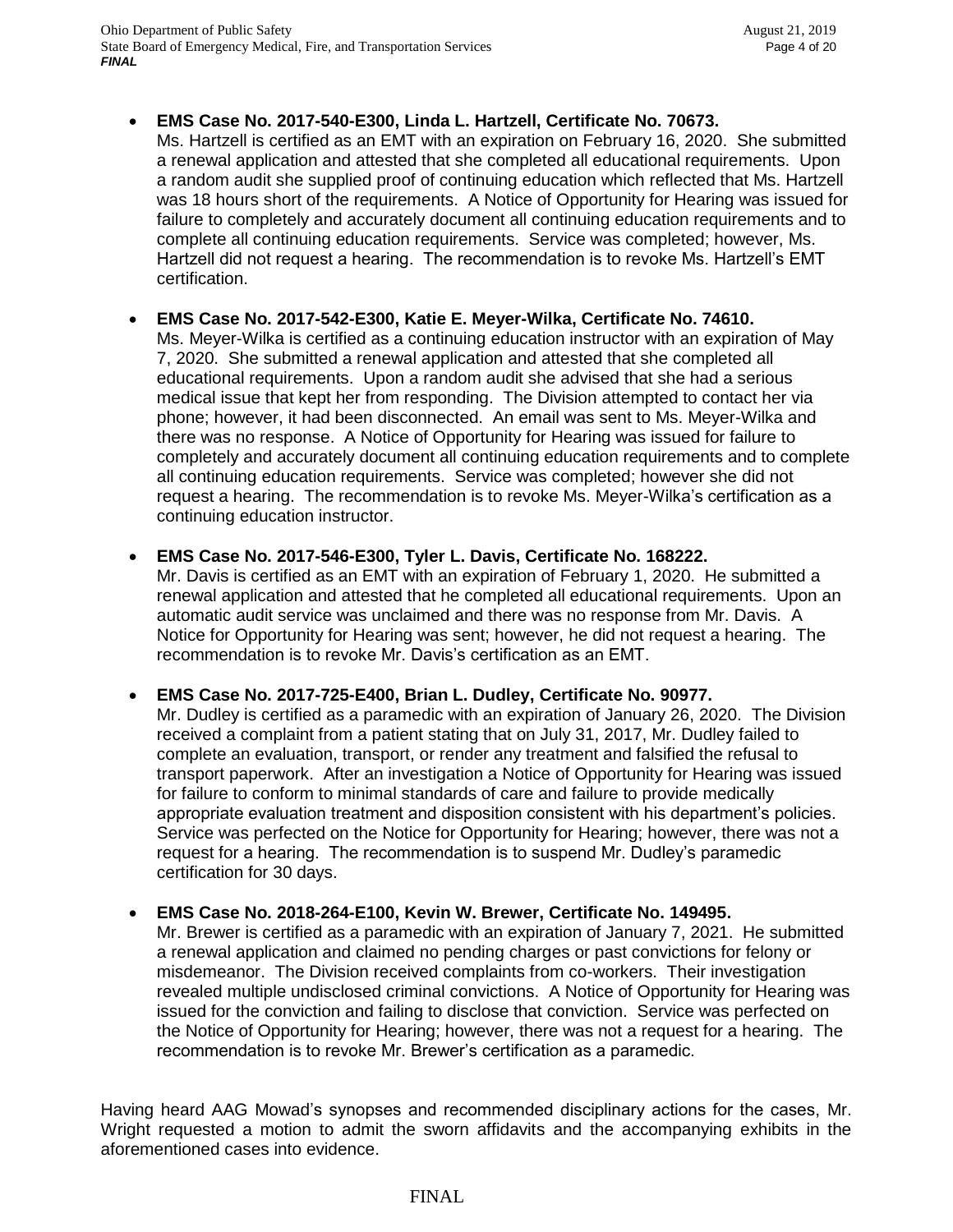- **EMS Case No. 2017-540-E300, Linda L. Hartzell, Certificate No. 70673.**
  Ms. Hartzell is certified as an EMT with an expiration on February 16, 2020. She submitted a renewal application and attested that she completed all educational requirements. Upon a random audit she supplied proof of continuing education which reflected that Ms. Hartzell was 18 hours short of the requirements. A Notice of Opportunity for Hearing was issued for failure to completely and accurately document all continuing education requirements and to complete all continuing education requirements. Service was completed; however, Ms. Hartzell did not request a hearing. The recommendation is to revoke Ms. Hartzell's EMT certification.

- **EMS Case No. 2017-542-E300, Katie E. Meyer-Wilka, Certificate No. 74610.**
  Ms. Meyer-Wilka is certified as a continuing education instructor with an expiration of May 7, 2020. She submitted a renewal application and attested that she completed all educational requirements. Upon a random audit she advised that she had a serious medical issue that kept her from responding. The Division attempted to contact her via phone; however, it had been disconnected. An email was sent to Ms. Meyer-Wilka and there was no response. A Notice of Opportunity for Hearing was issued for failure to completely and accurately document all continuing education requirements and to complete all continuing education requirements. Service was completed; however she did not request a hearing. The recommendation is to revoke Ms. Meyer-Wilka's certification as a continuing education instructor.

- **EMS Case No. 2017-546-E300, Tyler L. Davis, Certificate No. 168222.**
  Mr. Davis is certified as an EMT with an expiration of February 1, 2020. He submitted a renewal application and attested that he completed all educational requirements. Upon an automatic audit service was unclaimed and there was no response from Mr. Davis. A Notice for Opportunity for Hearing was sent; however, he did not request a hearing. The recommendation is to revoke Mr. Davis's certification as an EMT.

- **EMS Case No. 2017-725-E400, Brian L. Dudley, Certificate No. 90977.**
  Mr. Dudley is certified as a paramedic with an expiration of January 26, 2020. The Division received a complaint from a patient stating that on July 31, 2017, Mr. Dudley failed to complete an evaluation, transport, or render any treatment and falsified the refusal to transport paperwork. After an investigation a Notice of Opportunity for Hearing was issued for failure to conform to minimal standards of care and failure to provide medically appropriate evaluation treatment and disposition consistent with his department's policies. Service was perfected on the Notice for Opportunity for Hearing; however, there was not a request for a hearing. The recommendation is to suspend Mr. Dudley's paramedic certification for 30 days.

- **EMS Case No. 2018-264-E100, Kevin W. Brewer, Certificate No. 149495.**
  Mr. Brewer is certified as a paramedic with an expiration of January 7, 2021. He submitted a renewal application and claimed no pending charges or past convictions for felony or misdemeanor. The Division received complaints from co-workers. Their investigation revealed multiple undisclosed criminal convictions. A Notice of Opportunity for Hearing was issued for the conviction and failing to disclose that conviction. Service was perfected on the Notice of Opportunity for Hearing; however, there was not a request for a hearing. The recommendation is to revoke Mr. Brewer's certification as a paramedic.

Having heard AAG Mowad's synopses and recommended disciplinary actions for the cases, Mr. Wright requested a motion to admit the sworn affidavits and the accompanying exhibits in the aforementioned cases into evidence.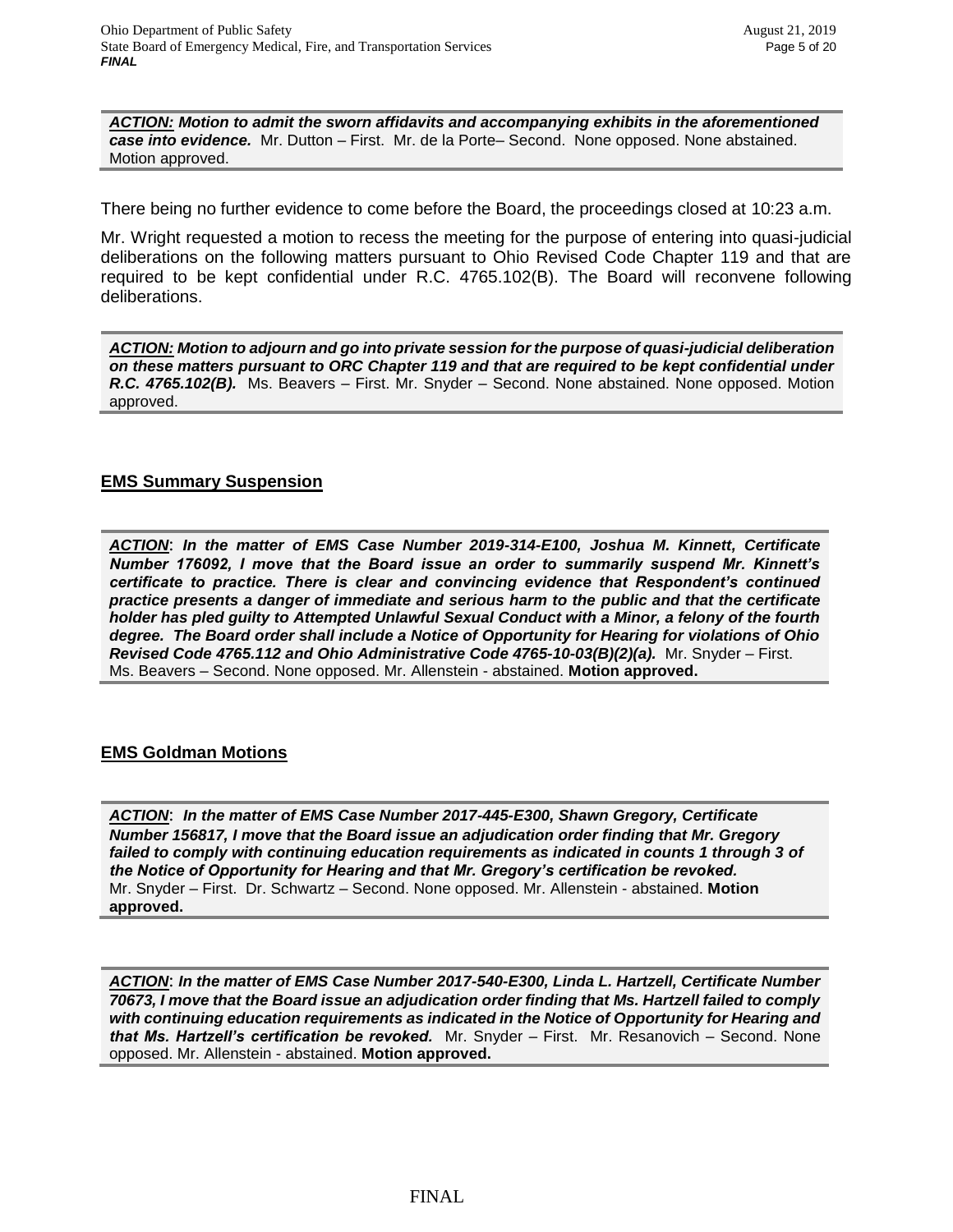***ACTION:*** ***Motion to admit the sworn affidavits and accompanying exhibits in the aforementioned case into evidence.*** Mr. Dutton – First. Mr. de la Porte– Second. None opposed. None abstained. Motion approved.

There being no further evidence to come before the Board, the proceedings closed at 10:23 a.m.

Mr. Wright requested a motion to recess the meeting for the purpose of entering into quasi-judicial deliberations on the following matters pursuant to Ohio Revised Code Chapter 119 and that are required to be kept confidential under R.C. 4765.102(B). The Board will reconvene following deliberations.

***ACTION:*** ***Motion to adjourn and go into private session for the purpose of quasi-judicial deliberation on these matters pursuant to ORC Chapter 119 and that are required to be kept confidential under R.C. 4765.102(B).*** Ms. Beavers – First. Mr. Snyder – Second. None abstained. None opposed. Motion approved.

## EMS Summary Suspension

***ACTION***: ***In the matter of EMS Case Number 2019-314-E100, Joshua M. Kinnett, Certificate Number 176092, I move that the Board issue an order to summarily suspend Mr. Kinnett's certificate to practice. There is clear and convincing evidence that Respondent's continued practice presents a danger of immediate and serious harm to the public and that the certificate holder has pled guilty to Attempted Unlawful Sexual Conduct with a Minor, a felony of the fourth degree. The Board order shall include a Notice of Opportunity for Hearing for violations of Ohio Revised Code 4765.112 and Ohio Administrative Code 4765-10-03(B)(2)(a).*** Mr. Snyder – First. Ms. Beavers – Second. None opposed. Mr. Allenstein - abstained. **Motion approved.**

## EMS Goldman Motions

***ACTION***: ***In the matter of EMS Case Number 2017-445-E300, Shawn Gregory, Certificate Number 156817, I move that the Board issue an adjudication order finding that Mr. Gregory failed to comply with continuing education requirements as indicated in counts 1 through 3 of the Notice of Opportunity for Hearing and that Mr. Gregory's certification be revoked.*** Mr. Snyder – First. Dr. Schwartz – Second. None opposed. Mr. Allenstein - abstained. **Motion approved.**

***ACTION***: ***In the matter of EMS Case Number 2017-540-E300, Linda L. Hartzell, Certificate Number 70673, I move that the Board issue an adjudication order finding that Ms. Hartzell failed to comply with continuing education requirements as indicated in the Notice of Opportunity for Hearing and that Ms. Hartzell's certification be revoked.*** Mr. Snyder – First. Mr. Resanovich – Second. None opposed. Mr. Allenstein - abstained. **Motion approved.**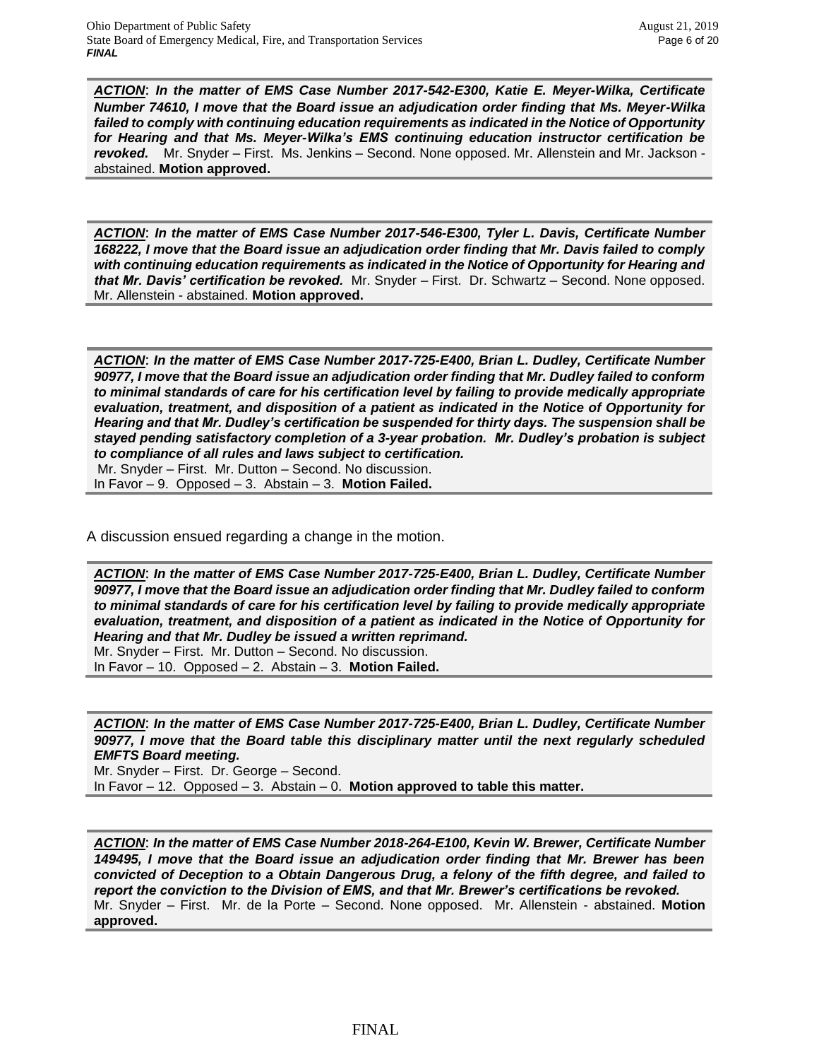***ACTION*: *In the matter of EMS Case Number 2017-542-E300, Katie E. Meyer-Wilka, Certificate Number 74610, I move that the Board issue an adjudication order finding that Ms. Meyer-Wilka failed to comply with continuing education requirements as indicated in the Notice of Opportunity for Hearing and that Ms. Meyer-Wilka's EMS continuing education instructor certification be revoked.*** Mr. Snyder – First. Ms. Jenkins – Second. None opposed. Mr. Allenstein and Mr. Jackson - abstained. **Motion approved.**

***ACTION*: *In the matter of EMS Case Number 2017-546-E300, Tyler L. Davis, Certificate Number 168222, I move that the Board issue an adjudication order finding that Mr. Davis failed to comply with continuing education requirements as indicated in the Notice of Opportunity for Hearing and that Mr. Davis' certification be revoked.*** Mr. Snyder – First. Dr. Schwartz – Second. None opposed. Mr. Allenstein - abstained. **Motion approved.**

***ACTION*: *In the matter of EMS Case Number 2017-725-E400, Brian L. Dudley, Certificate Number 90977, I move that the Board issue an adjudication order finding that Mr. Dudley failed to conform to minimal standards of care for his certification level by failing to provide medically appropriate evaluation, treatment, and disposition of a patient as indicated in the Notice of Opportunity for Hearing and that Mr. Dudley's certification be suspended for thirty days. The suspension shall be stayed pending satisfactory completion of a 3-year probation. Mr. Dudley's probation is subject to compliance of all rules and laws subject to certification.***
Mr. Snyder – First. Mr. Dutton – Second. No discussion.
In Favor – 9. Opposed – 3. Abstain – 3. **Motion Failed.**

A discussion ensued regarding a change in the motion.

***ACTION*: *In the matter of EMS Case Number 2017-725-E400, Brian L. Dudley, Certificate Number 90977, I move that the Board issue an adjudication order finding that Mr. Dudley failed to conform to minimal standards of care for his certification level by failing to provide medically appropriate evaluation, treatment, and disposition of a patient as indicated in the Notice of Opportunity for Hearing and that Mr. Dudley be issued a written reprimand.***
Mr. Snyder – First. Mr. Dutton – Second. No discussion.
In Favor – 10. Opposed – 2. Abstain – 3. **Motion Failed.**

***ACTION*: *In the matter of EMS Case Number 2017-725-E400, Brian L. Dudley, Certificate Number 90977, I move that the Board table this disciplinary matter until the next regularly scheduled EMFTS Board meeting.***
Mr. Snyder – First. Dr. George – Second.
In Favor – 12. Opposed – 3. Abstain – 0. **Motion approved to table this matter.**

***ACTION*: *In the matter of EMS Case Number 2018-264-E100, Kevin W. Brewer, Certificate Number 149495, I move that the Board issue an adjudication order finding that Mr. Brewer has been convicted of Deception to a Obtain Dangerous Drug, a felony of the fifth degree, and failed to report the conviction to the Division of EMS, and that Mr. Brewer's certifications be revoked.***
Mr. Snyder – First. Mr. de la Porte – Second. None opposed. Mr. Allenstein - abstained. **Motion approved.**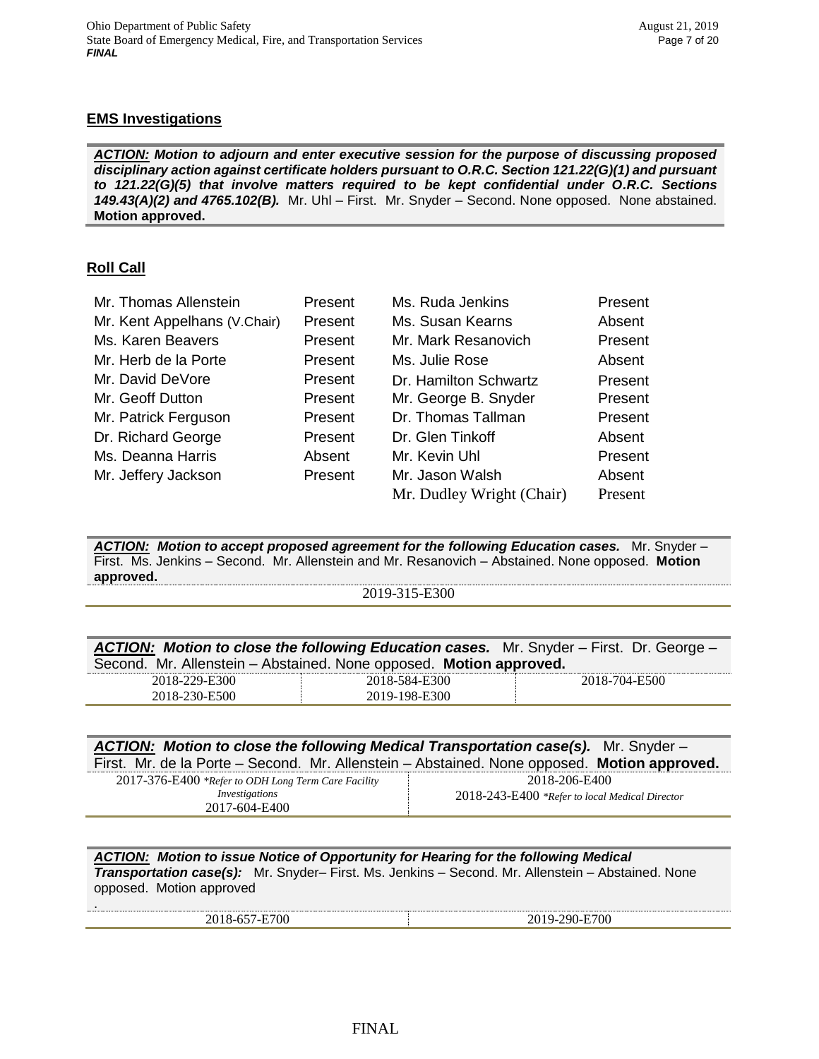## EMS Investigations

***ACTION:* Motion to adjourn and enter executive session for the purpose of discussing proposed disciplinary action against certificate holders pursuant to O.R.C. Section 121.22(G)(1) and pursuant to 121.22(G)(5) that involve matters required to be kept confidential under O.R.C. Sections 149.43(A)(2) and 4765.102(B).** Mr. Uhl – First. Mr. Snyder – Second. None opposed. None abstained. **Motion approved.**

## Roll Call

| | | | |
|---|---|---|---|
| Mr. Thomas Allenstein | Present | Ms. Ruda Jenkins | Present |
| Mr. Kent Appelhans (V.Chair) | Present | Ms. Susan Kearns | Absent |
| Ms. Karen Beavers | Present | Mr. Mark Resanovich | Present |
| Mr. Herb de la Porte | Present | Ms. Julie Rose | Absent |
| Mr. David DeVore | Present | Dr. Hamilton Schwartz | Present |
| Mr. Geoff Dutton | Present | Mr. George B. Snyder | Present |
| Mr. Patrick Ferguson | Present | Dr. Thomas Tallman | Present |
| Dr. Richard George | Present | Dr. Glen Tinkoff | Absent |
| Ms. Deanna Harris | Absent | Mr. Kevin Uhl | Present |
| Mr. Jeffery Jackson | Present | Mr. Jason Walsh | Absent |
| | | Mr. Dudley Wright (Chair) | Present |

***ACTION:* Motion to accept proposed agreement for the following Education cases.** Mr. Snyder – First. Ms. Jenkins – Second. Mr. Allenstein and Mr. Resanovich – Abstained. None opposed. **Motion approved.**

2019-315-E300

***ACTION:* Motion to close the following Education cases.** Mr. Snyder – First. Dr. George – Second. Mr. Allenstein – Abstained. None opposed. **Motion approved.**

| | | |
|---|---|---|
| 2018-229-E300 | 2018-584-E300 | 2018-704-E500 |
| 2018-230-E500 | 2019-198-E300 | |

***ACTION:* Motion to close the following Medical Transportation case(s).** Mr. Snyder – First. Mr. de la Porte – Second. Mr. Allenstein – Abstained. None opposed. **Motion approved.**

| | |
|---|---|
| 2017-376-E400 **Refer to ODH Long Term Care Facility Investigations* | 2018-206-E400 |
| 2017-604-E400 | 2018-243-E400 **Refer to local Medical Director* |

***ACTION:* Motion to issue Notice of Opportunity for Hearing for the following Medical Transportation case(s):** Mr. Snyder– First. Ms. Jenkins – Second. Mr. Allenstein – Abstained. None opposed. Motion approved

.

| | |
|---|---|
| 2018-657-E700 | 2019-290-E700 |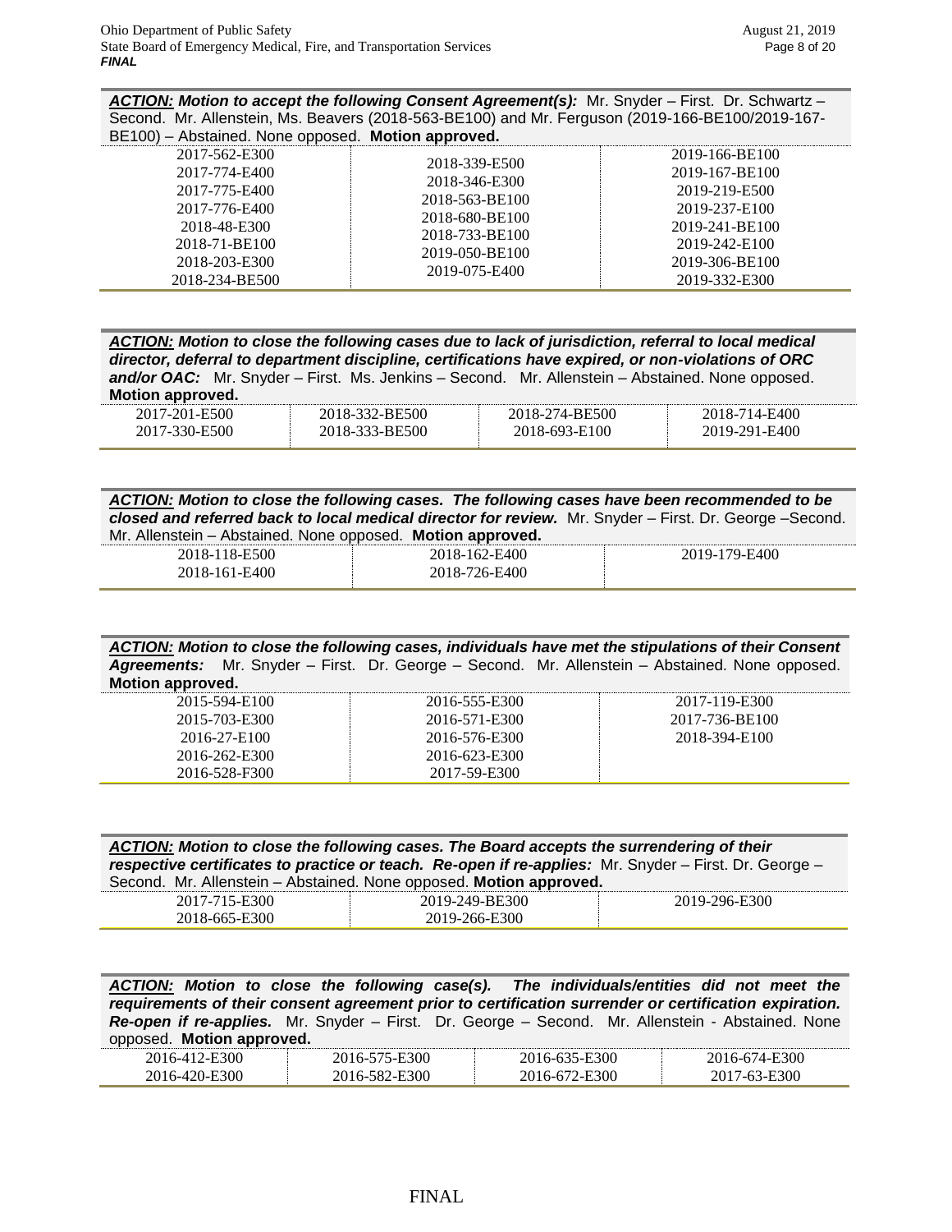**ACTION:** ***Motion to accept the following Consent Agreement(s):*** Mr. Snyder – First. Dr. Schwartz – Second. Mr. Allenstein, Ms. Beavers (2018-563-BE100) and Mr. Ferguson (2019-166-BE100/2019-167-BE100) – Abstained. None opposed. **Motion approved.**

| | | |
|---|---|---|
| 2017-562-E300 | 2018-339-E500 | 2019-166-BE100 |
| 2017-774-E400 | 2018-346-E300 | 2019-167-BE100 |
| 2017-775-E400 | 2018-563-BE100 | 2019-219-E500 |
| 2017-776-E400 | 2018-680-BE100 | 2019-237-E100 |
| 2018-48-E300 | 2018-733-BE100 | 2019-241-BE100 |
| 2018-71-BE100 | 2019-050-BE100 | 2019-242-E100 |
| 2018-203-E300 | 2019-075-E400 | 2019-306-BE100 |
| 2018-234-BE500 | | 2019-332-E300 |

**ACTION:** ***Motion to close the following cases due to lack of jurisdiction, referral to local medical director, deferral to department discipline, certifications have expired, or non-violations of ORC and/or OAC:*** Mr. Snyder – First. Ms. Jenkins – Second. Mr. Allenstein – Abstained. None opposed. **Motion approved.**

| | | | |
|---|---|---|---|
| 2017-201-E500 | 2018-332-BE500 | 2018-274-BE500 | 2018-714-E400 |
| 2017-330-E500 | 2018-333-BE500 | 2018-693-E100 | 2019-291-E400 |

**ACTION:** ***Motion to close the following cases. The following cases have been recommended to be closed and referred back to local medical director for review.*** Mr. Snyder – First. Dr. George –Second. Mr. Allenstein – Abstained. None opposed. **Motion approved.**

| | | |
|---|---|---|
| 2018-118-E500 | 2018-162-E400 | 2019-179-E400 |
| 2018-161-E400 | 2018-726-E400 | |

**ACTION:** ***Motion to close the following cases, individuals have met the stipulations of their Consent Agreements:*** Mr. Snyder – First. Dr. George – Second. Mr. Allenstein – Abstained. None opposed. **Motion approved.**

| | | |
|---|---|---|
| 2015-594-E100 | 2016-555-E300 | 2017-119-E300 |
| 2015-703-E300 | 2016-571-E300 | 2017-736-BE100 |
| 2016-27-E100 | 2016-576-E300 | 2018-394-E100 |
| 2016-262-E300 | 2016-623-E300 | |
| 2016-528-F300 | 2017-59-E300 | |

**ACTION:** ***Motion to close the following cases. The Board accepts the surrendering of their respective certificates to practice or teach. Re-open if re-applies:*** Mr. Snyder – First. Dr. George – Second. Mr. Allenstein – Abstained. None opposed. **Motion approved.**

| | | |
|---|---|---|
| 2017-715-E300 | 2019-249-BE300 | 2019-296-E300 |
| 2018-665-E300 | 2019-266-E300 | |

**ACTION:** ***Motion to close the following case(s). The individuals/entities did not meet the requirements of their consent agreement prior to certification surrender or certification expiration. Re-open if re-applies.*** Mr. Snyder – First. Dr. George – Second. Mr. Allenstein - Abstained. None opposed. **Motion approved.**

| | | | |
|---|---|---|---|
| 2016-412-E300 | 2016-575-E300 | 2016-635-E300 | 2016-674-E300 |
| 2016-420-E300 | 2016-582-E300 | 2016-672-E300 | 2017-63-E300 |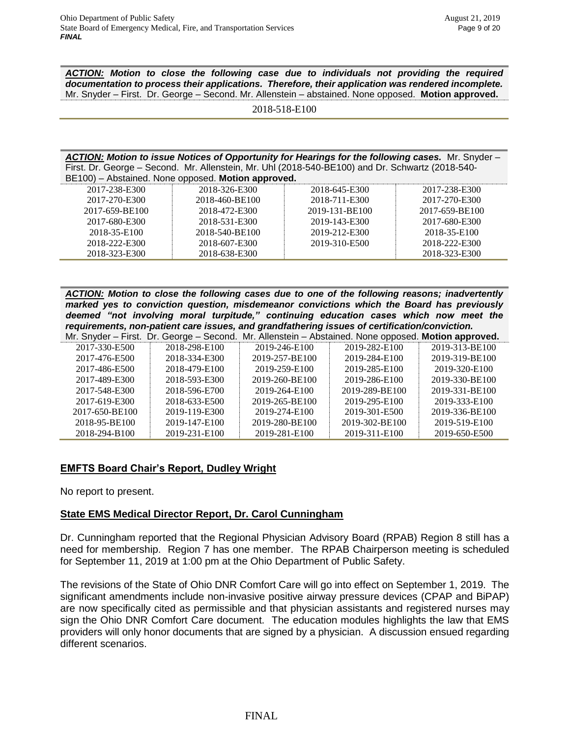***ACTION:*** ***Motion to close the following case due to individuals not providing the required documentation to process their applications. Therefore, their application was rendered incomplete.*** Mr. Snyder – First. Dr. George – Second. Mr. Allenstein – abstained. None opposed. **Motion approved.**

2018-518-E100

***ACTION:*** ***Motion to issue Notices of Opportunity for Hearings for the following cases.*** Mr. Snyder – First. Dr. George – Second. Mr. Allenstein, Mr. Uhl (2018-540-BE100) and Dr. Schwartz (2018-540-BE100) – Abstained. None opposed. **Motion approved.**

| | | | |
|---|---|---|---|
| 2017-238-E300 | 2018-326-E300 | 2018-645-E300 | 2017-238-E300 |
| 2017-270-E300 | 2018-460-BE100 | 2018-711-E300 | 2017-270-E300 |
| 2017-659-BE100 | 2018-472-E300 | 2019-131-BE100 | 2017-659-BE100 |
| 2017-680-E300 | 2018-531-E300 | 2019-143-E300 | 2017-680-E300 |
| 2018-35-E100 | 2018-540-BE100 | 2019-212-E300 | 2018-35-E100 |
| 2018-222-E300 | 2018-607-E300 | 2019-310-E500 | 2018-222-E300 |
| 2018-323-E300 | 2018-638-E300 | | 2018-323-E300 |

***ACTION:*** ***Motion to close the following cases due to one of the following reasons; inadvertently marked yes to conviction question, misdemeanor convictions which the Board has previously deemed "not involving moral turpitude," continuing education cases which now meet the requirements, non-patient care issues, and grandfathering issues of certification/conviction.*** Mr. Snyder – First. Dr. George – Second. Mr. Allenstein – Abstained. None opposed. **Motion approved.**

| | | | | |
|---|---|---|---|---|
| 2017-330-E500 | 2018-298-E100 | 2019-246-E100 | 2019-282-E100 | 2019-313-BE100 |
| 2017-476-E500 | 2018-334-E300 | 2019-257-BE100 | 2019-284-E100 | 2019-319-BE100 |
| 2017-486-E500 | 2018-479-E100 | 2019-259-E100 | 2019-285-E100 | 2019-320-E100 |
| 2017-489-E300 | 2018-593-E300 | 2019-260-BE100 | 2019-286-E100 | 2019-330-BE100 |
| 2017-548-E300 | 2018-596-E700 | 2019-264-E100 | 2019-289-BE100 | 2019-331-BE100 |
| 2017-619-E300 | 2018-633-E500 | 2019-265-BE100 | 2019-295-E100 | 2019-333-E100 |
| 2017-650-BE100 | 2019-119-E300 | 2019-274-E100 | 2019-301-E500 | 2019-336-BE100 |
| 2018-95-BE100 | 2019-147-E100 | 2019-280-BE100 | 2019-302-BE100 | 2019-519-E100 |
| 2018-294-B100 | 2019-231-E100 | 2019-281-E100 | 2019-311-E100 | 2019-650-E500 |

## EMFTS Board Chair's Report, Dudley Wright

No report to present.

## State EMS Medical Director Report, Dr. Carol Cunningham

Dr. Cunningham reported that the Regional Physician Advisory Board (RPAB) Region 8 still has a need for membership. Region 7 has one member. The RPAB Chairperson meeting is scheduled for September 11, 2019 at 1:00 pm at the Ohio Department of Public Safety.

The revisions of the State of Ohio DNR Comfort Care will go into effect on September 1, 2019. The significant amendments include non-invasive positive airway pressure devices (CPAP and BiPAP) are now specifically cited as permissible and that physician assistants and registered nurses may sign the Ohio DNR Comfort Care document. The education modules highlights the law that EMS providers will only honor documents that are signed by a physician. A discussion ensued regarding different scenarios.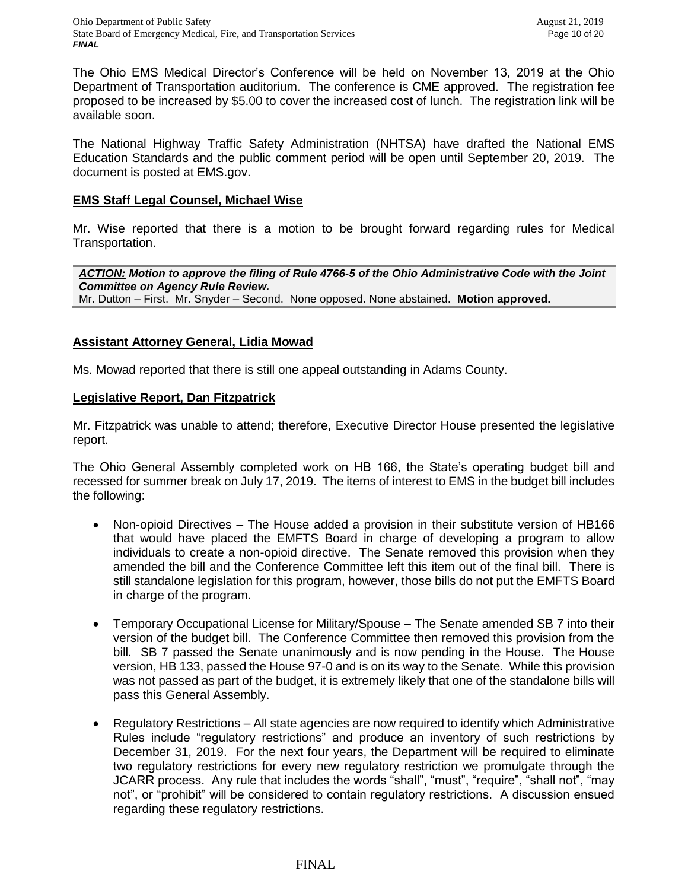The Ohio EMS Medical Director's Conference will be held on November 13, 2019 at the Ohio Department of Transportation auditorium. The conference is CME approved. The registration fee proposed to be increased by $5.00 to cover the increased cost of lunch. The registration link will be available soon.

The National Highway Traffic Safety Administration (NHTSA) have drafted the National EMS Education Standards and the public comment period will be open until September 20, 2019. The document is posted at EMS.gov.

## EMS Staff Legal Counsel, Michael Wise

Mr. Wise reported that there is a motion to be brought forward regarding rules for Medical Transportation.

***ACTION:* Motion to approve the filing of Rule 4766-5 of the Ohio Administrative Code with the Joint Committee on Agency Rule Review.**
Mr. Dutton – First. Mr. Snyder – Second. None opposed. None abstained. **Motion approved.**

## Assistant Attorney General, Lidia Mowad

Ms. Mowad reported that there is still one appeal outstanding in Adams County.

## Legislative Report, Dan Fitzpatrick

Mr. Fitzpatrick was unable to attend; therefore, Executive Director House presented the legislative report.

The Ohio General Assembly completed work on HB 166, the State's operating budget bill and recessed for summer break on July 17, 2019. The items of interest to EMS in the budget bill includes the following:

- Non-opioid Directives – The House added a provision in their substitute version of HB166 that would have placed the EMFTS Board in charge of developing a program to allow individuals to create a non-opioid directive. The Senate removed this provision when they amended the bill and the Conference Committee left this item out of the final bill. There is still standalone legislation for this program, however, those bills do not put the EMFTS Board in charge of the program.

- Temporary Occupational License for Military/Spouse – The Senate amended SB 7 into their version of the budget bill. The Conference Committee then removed this provision from the bill. SB 7 passed the Senate unanimously and is now pending in the House. The House version, HB 133, passed the House 97-0 and is on its way to the Senate. While this provision was not passed as part of the budget, it is extremely likely that one of the standalone bills will pass this General Assembly.

- Regulatory Restrictions – All state agencies are now required to identify which Administrative Rules include "regulatory restrictions" and produce an inventory of such restrictions by December 31, 2019. For the next four years, the Department will be required to eliminate two regulatory restrictions for every new regulatory restriction we promulgate through the JCARR process. Any rule that includes the words "shall", "must", "require", "shall not", "may not", or "prohibit" will be considered to contain regulatory restrictions. A discussion ensued regarding these regulatory restrictions.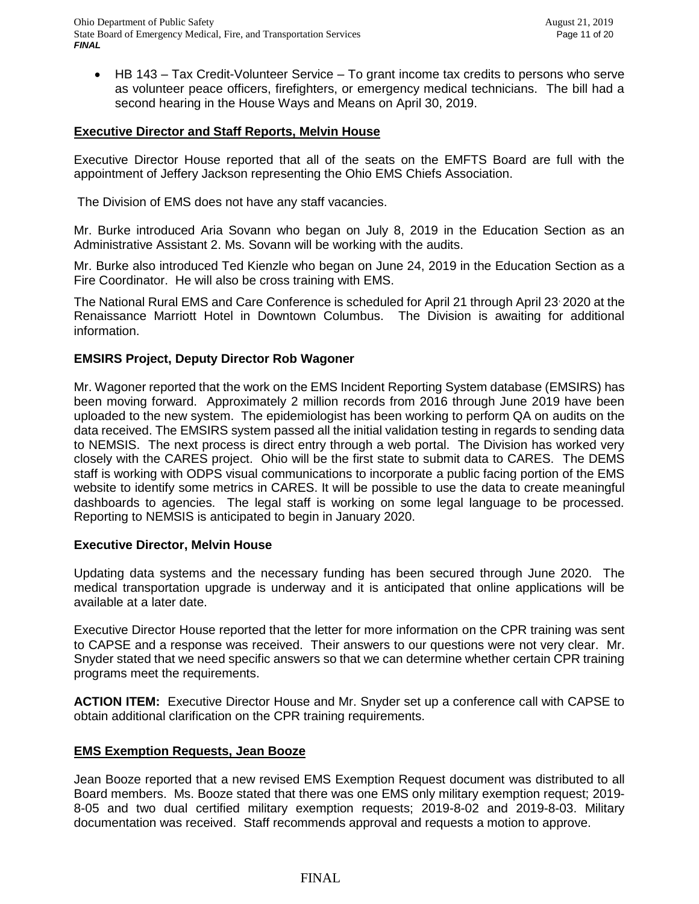- HB 143 – Tax Credit-Volunteer Service – To grant income tax credits to persons who serve as volunteer peace officers, firefighters, or emergency medical technicians. The bill had a second hearing in the House Ways and Means on April 30, 2019.

**Executive Director and Staff Reports, Melvin House**

Executive Director House reported that all of the seats on the EMFTS Board are full with the appointment of Jeffery Jackson representing the Ohio EMS Chiefs Association.

The Division of EMS does not have any staff vacancies.

Mr. Burke introduced Aria Sovann who began on July 8, 2019 in the Education Section as an Administrative Assistant 2. Ms. Sovann will be working with the audits.

Mr. Burke also introduced Ted Kienzle who began on June 24, 2019 in the Education Section as a Fire Coordinator. He will also be cross training with EMS.

The National Rural EMS and Care Conference is scheduled for April 21 through April 23, 2020 at the Renaissance Marriott Hotel in Downtown Columbus. The Division is awaiting for additional information.

**EMSIRS Project, Deputy Director Rob Wagoner**

Mr. Wagoner reported that the work on the EMS Incident Reporting System database (EMSIRS) has been moving forward. Approximately 2 million records from 2016 through June 2019 have been uploaded to the new system. The epidemiologist has been working to perform QA on audits on the data received. The EMSIRS system passed all the initial validation testing in regards to sending data to NEMSIS. The next process is direct entry through a web portal. The Division has worked very closely with the CARES project. Ohio will be the first state to submit data to CARES. The DEMS staff is working with ODPS visual communications to incorporate a public facing portion of the EMS website to identify some metrics in CARES. It will be possible to use the data to create meaningful dashboards to agencies. The legal staff is working on some legal language to be processed. Reporting to NEMSIS is anticipated to begin in January 2020.

**Executive Director, Melvin House**

Updating data systems and the necessary funding has been secured through June 2020. The medical transportation upgrade is underway and it is anticipated that online applications will be available at a later date.

Executive Director House reported that the letter for more information on the CPR training was sent to CAPSE and a response was received. Their answers to our questions were not very clear. Mr. Snyder stated that we need specific answers so that we can determine whether certain CPR training programs meet the requirements.

**ACTION ITEM:** Executive Director House and Mr. Snyder set up a conference call with CAPSE to obtain additional clarification on the CPR training requirements.

**EMS Exemption Requests, Jean Booze**

Jean Booze reported that a new revised EMS Exemption Request document was distributed to all Board members. Ms. Booze stated that there was one EMS only military exemption request; 2019-8-05 and two dual certified military exemption requests; 2019-8-02 and 2019-8-03. Military documentation was received. Staff recommends approval and requests a motion to approve.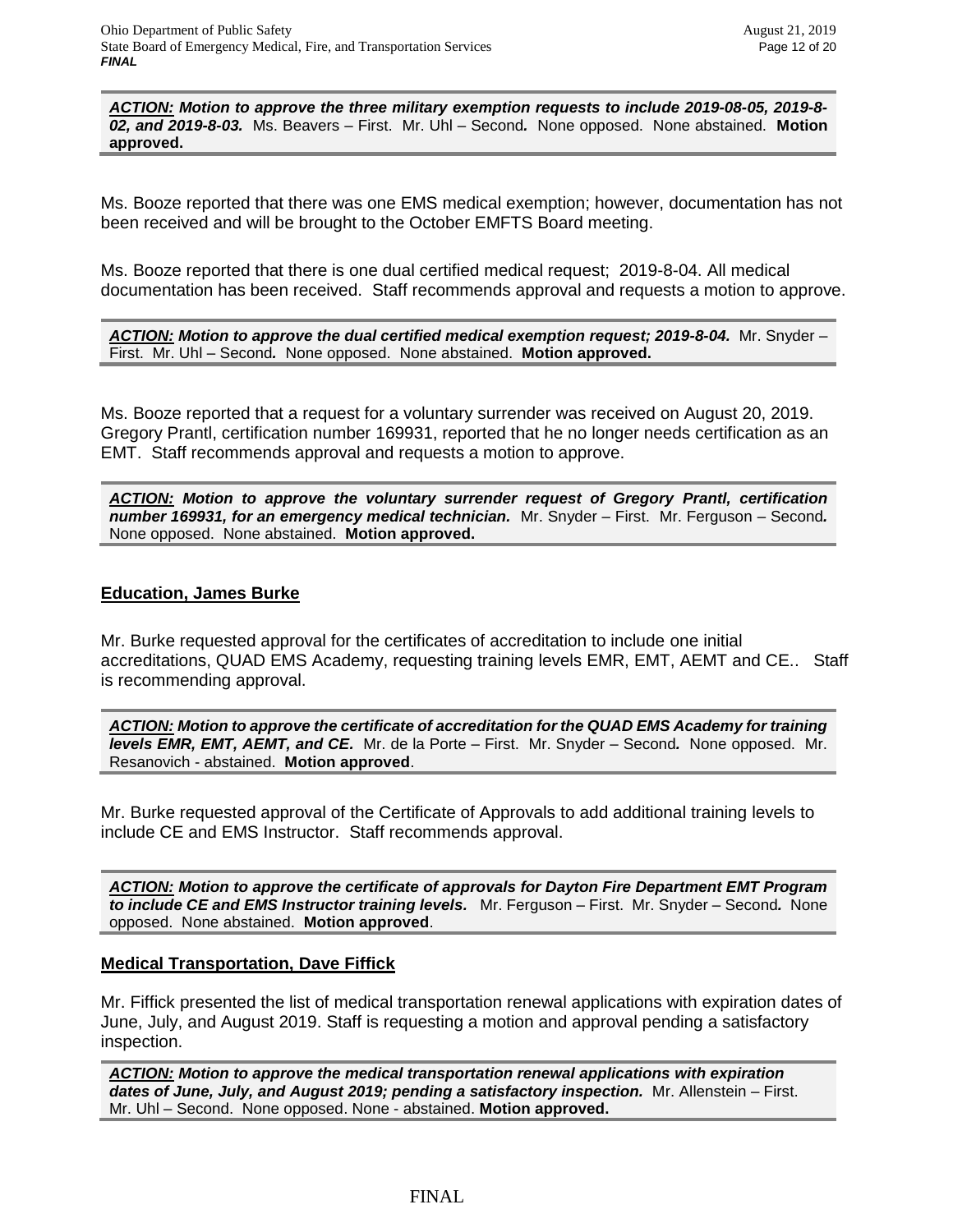***ACTION:* Motion to approve the three military exemption requests to include 2019-08-05, 2019-8-02, and 2019-8-03.** Ms. Beavers – First. Mr. Uhl – Second. None opposed. None abstained. **Motion approved.**

Ms. Booze reported that there was one EMS medical exemption; however, documentation has not been received and will be brought to the October EMFTS Board meeting.

Ms. Booze reported that there is one dual certified medical request; 2019-8-04. All medical documentation has been received. Staff recommends approval and requests a motion to approve.

***ACTION:* Motion to approve the dual certified medical exemption request; 2019-8-04.** Mr. Snyder – First. Mr. Uhl – Second. None opposed. None abstained. **Motion approved.**

Ms. Booze reported that a request for a voluntary surrender was received on August 20, 2019. Gregory Prantl, certification number 169931, reported that he no longer needs certification as an EMT. Staff recommends approval and requests a motion to approve.

***ACTION:* Motion to approve the voluntary surrender request of Gregory Prantl, certification number 169931, for an emergency medical technician.** Mr. Snyder – First. Mr. Ferguson – Second. None opposed. None abstained. **Motion approved.**

## Education, James Burke

Mr. Burke requested approval for the certificates of accreditation to include one initial accreditations, QUAD EMS Academy, requesting training levels EMR, EMT, AEMT and CE.. Staff is recommending approval.

***ACTION:* Motion to approve the certificate of accreditation for the QUAD EMS Academy for training levels EMR, EMT, AEMT, and CE.** Mr. de la Porte – First. Mr. Snyder – Second. None opposed. Mr. Resanovich - abstained. **Motion approved**.

Mr. Burke requested approval of the Certificate of Approvals to add additional training levels to include CE and EMS Instructor. Staff recommends approval.

***ACTION:* Motion to approve the certificate of approvals for Dayton Fire Department EMT Program to include CE and EMS Instructor training levels.** Mr. Ferguson – First. Mr. Snyder – Second. None opposed. None abstained. **Motion approved**.

## Medical Transportation, Dave Fiffick

Mr. Fiffick presented the list of medical transportation renewal applications with expiration dates of June, July, and August 2019. Staff is requesting a motion and approval pending a satisfactory inspection.

***ACTION:* Motion to approve the medical transportation renewal applications with expiration dates of June, July, and August 2019; pending a satisfactory inspection.** Mr. Allenstein – First. Mr. Uhl – Second. None opposed. None - abstained. **Motion approved.**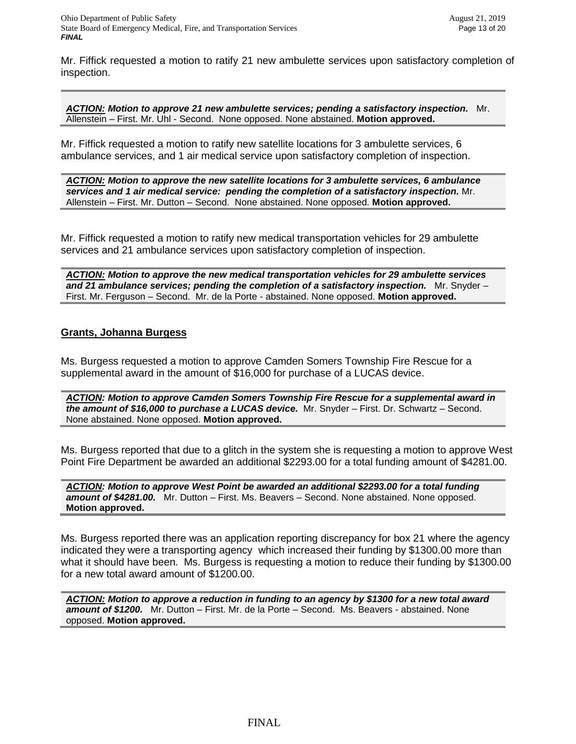Mr. Fiffick requested a motion to ratify 21 new ambulette services upon satisfactory completion of inspection.

***ACTION:* Motion to approve 21 new ambulette services; pending a satisfactory inspection.** Mr. Allenstein – First. Mr. Uhl - Second. None opposed. None abstained. **Motion approved.**

Mr. Fiffick requested a motion to ratify new satellite locations for 3 ambulette services, 6 ambulance services, and 1 air medical service upon satisfactory completion of inspection.

***ACTION:* Motion to approve the new satellite locations for 3 ambulette services, 6 ambulance services and 1 air medical service: pending the completion of a satisfactory inspection.** Mr. Allenstein – First. Mr. Dutton – Second. None abstained. None opposed. **Motion approved.**

Mr. Fiffick requested a motion to ratify new medical transportation vehicles for 29 ambulette services and 21 ambulance services upon satisfactory completion of inspection.

***ACTION:* Motion to approve the new medical transportation vehicles for 29 ambulette services and 21 ambulance services; pending the completion of a satisfactory inspection.** Mr. Snyder – First. Mr. Ferguson – Second. Mr. de la Porte - abstained. None opposed. **Motion approved.**

## Grants, Johanna Burgess

Ms. Burgess requested a motion to approve Camden Somers Township Fire Rescue for a supplemental award in the amount of $16,000 for purchase of a LUCAS device.

***ACTION:* Motion to approve Camden Somers Township Fire Rescue for a supplemental award in the amount of $16,000 to purchase a LUCAS device.** Mr. Snyder – First. Dr. Schwartz – Second. None abstained. None opposed. **Motion approved.**

Ms. Burgess reported that due to a glitch in the system she is requesting a motion to approve West Point Fire Department be awarded an additional $2293.00 for a total funding amount of $4281.00.

***ACTION:* Motion to approve West Point be awarded an additional $2293.00 for a total funding amount of $4281.00.** Mr. Dutton – First. Ms. Beavers – Second. None abstained. None opposed. **Motion approved.**

Ms. Burgess reported there was an application reporting discrepancy for box 21 where the agency indicated they were a transporting agency which increased their funding by $1300.00 more than what it should have been. Ms. Burgess is requesting a motion to reduce their funding by $1300.00 for a new total award amount of $1200.00.

***ACTION:* Motion to approve a reduction in funding to an agency by $1300 for a new total award amount of $1200.** Mr. Dutton – First. Mr. de la Porte – Second. Ms. Beavers - abstained. None opposed. **Motion approved.**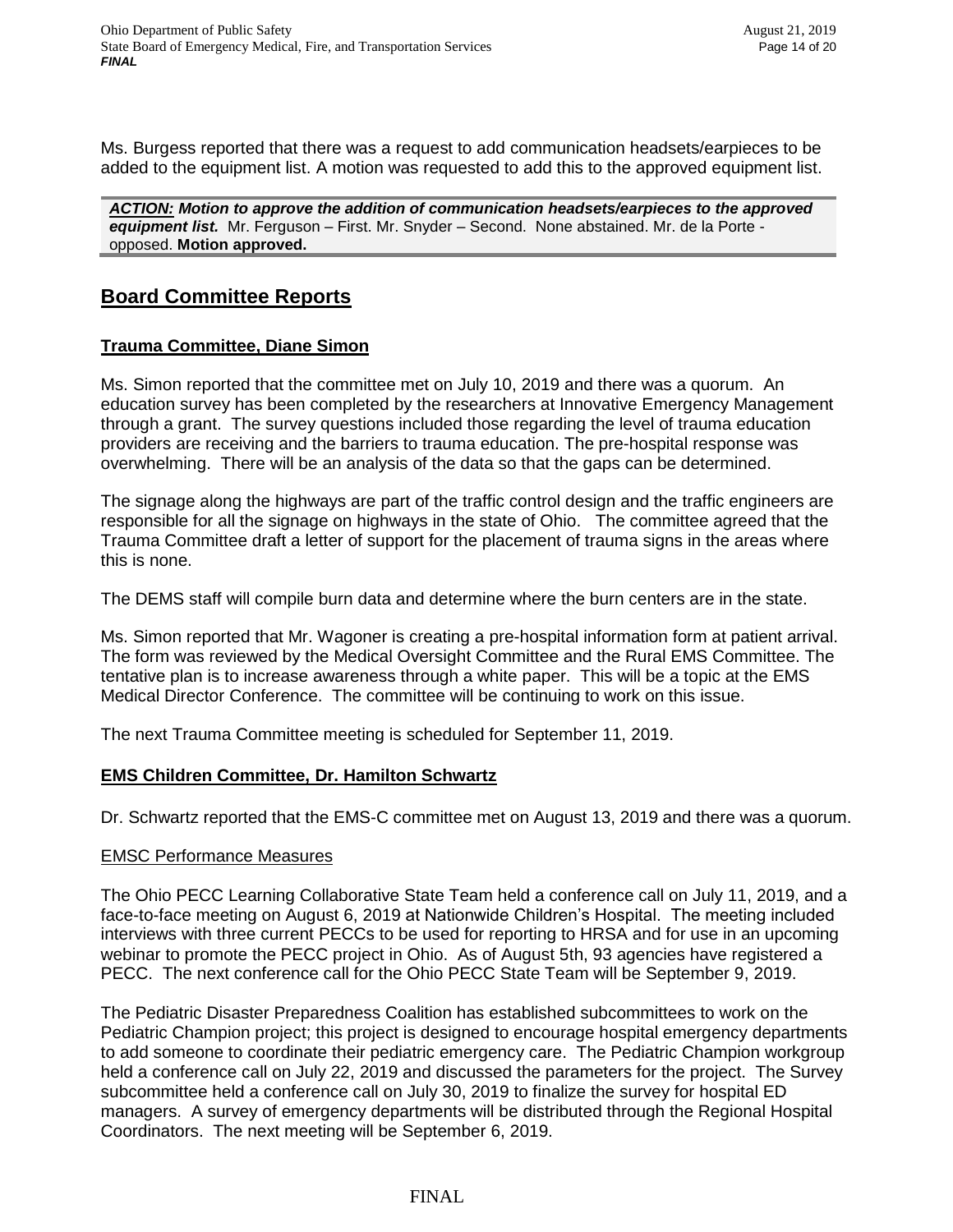Ms. Burgess reported that there was a request to add communication headsets/earpieces to be added to the equipment list. A motion was requested to add this to the approved equipment list.

> ***ACTION:*** ***Motion to approve the addition of communication headsets/earpieces to the approved equipment list.*** Mr. Ferguson – First. Mr. Snyder – Second. None abstained. Mr. de la Porte - opposed. **Motion approved.**

## Board Committee Reports

### Trauma Committee, Diane Simon

Ms. Simon reported that the committee met on July 10, 2019 and there was a quorum. An education survey has been completed by the researchers at Innovative Emergency Management through a grant. The survey questions included those regarding the level of trauma education providers are receiving and the barriers to trauma education. The pre-hospital response was overwhelming. There will be an analysis of the data so that the gaps can be determined.

The signage along the highways are part of the traffic control design and the traffic engineers are responsible for all the signage on highways in the state of Ohio. The committee agreed that the Trauma Committee draft a letter of support for the placement of trauma signs in the areas where this is none.

The DEMS staff will compile burn data and determine where the burn centers are in the state.

Ms. Simon reported that Mr. Wagoner is creating a pre-hospital information form at patient arrival. The form was reviewed by the Medical Oversight Committee and the Rural EMS Committee. The tentative plan is to increase awareness through a white paper. This will be a topic at the EMS Medical Director Conference. The committee will be continuing to work on this issue.

The next Trauma Committee meeting is scheduled for September 11, 2019.

### EMS Children Committee, Dr. Hamilton Schwartz

Dr. Schwartz reported that the EMS-C committee met on August 13, 2019 and there was a quorum.

#### EMSC Performance Measures

The Ohio PECC Learning Collaborative State Team held a conference call on July 11, 2019, and a face-to-face meeting on August 6, 2019 at Nationwide Children's Hospital. The meeting included interviews with three current PECCs to be used for reporting to HRSA and for use in an upcoming webinar to promote the PECC project in Ohio. As of August 5th, 93 agencies have registered a PECC. The next conference call for the Ohio PECC State Team will be September 9, 2019.

The Pediatric Disaster Preparedness Coalition has established subcommittees to work on the Pediatric Champion project; this project is designed to encourage hospital emergency departments to add someone to coordinate their pediatric emergency care. The Pediatric Champion workgroup held a conference call on July 22, 2019 and discussed the parameters for the project. The Survey subcommittee held a conference call on July 30, 2019 to finalize the survey for hospital ED managers. A survey of emergency departments will be distributed through the Regional Hospital Coordinators. The next meeting will be September 6, 2019.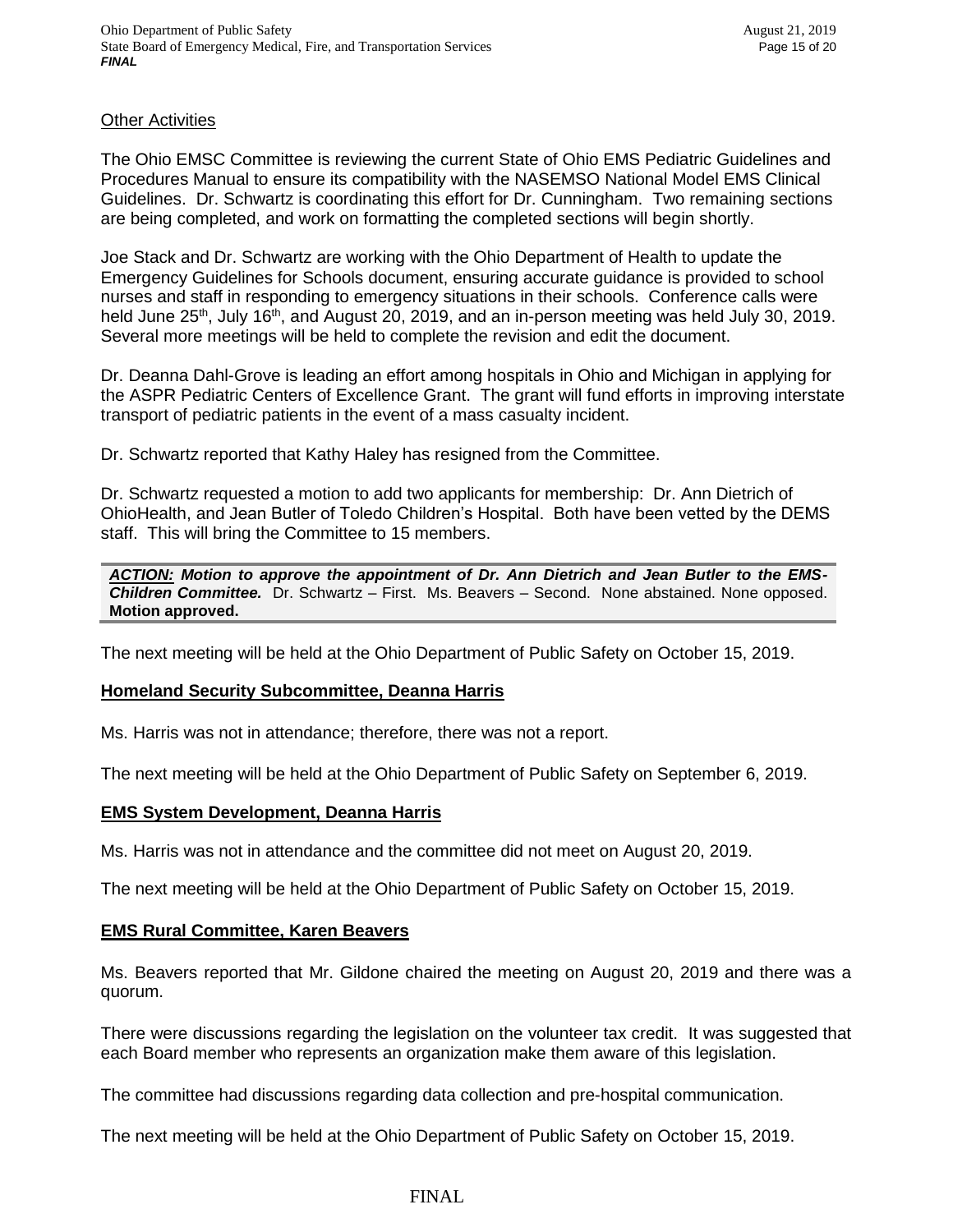Other Activities

The Ohio EMSC Committee is reviewing the current State of Ohio EMS Pediatric Guidelines and Procedures Manual to ensure its compatibility with the NASEMSO National Model EMS Clinical Guidelines. Dr. Schwartz is coordinating this effort for Dr. Cunningham. Two remaining sections are being completed, and work on formatting the completed sections will begin shortly.

Joe Stack and Dr. Schwartz are working with the Ohio Department of Health to update the Emergency Guidelines for Schools document, ensuring accurate guidance is provided to school nurses and staff in responding to emergency situations in their schools. Conference calls were held June 25th, July 16th, and August 20, 2019, and an in-person meeting was held July 30, 2019. Several more meetings will be held to complete the revision and edit the document.

Dr. Deanna Dahl-Grove is leading an effort among hospitals in Ohio and Michigan in applying for the ASPR Pediatric Centers of Excellence Grant. The grant will fund efforts in improving interstate transport of pediatric patients in the event of a mass casualty incident.

Dr. Schwartz reported that Kathy Haley has resigned from the Committee.

Dr. Schwartz requested a motion to add two applicants for membership: Dr. Ann Dietrich of OhioHealth, and Jean Butler of Toledo Children's Hospital. Both have been vetted by the DEMS staff. This will bring the Committee to 15 members.

***ACTION:* Motion to approve the appointment of Dr. Ann Dietrich and Jean Butler to the EMS-Children Committee.** Dr. Schwartz – First. Ms. Beavers – Second. None abstained. None opposed. **Motion approved.**

The next meeting will be held at the Ohio Department of Public Safety on October 15, 2019.

**Homeland Security Subcommittee, Deanna Harris**

Ms. Harris was not in attendance; therefore, there was not a report.

The next meeting will be held at the Ohio Department of Public Safety on September 6, 2019.

**EMS System Development, Deanna Harris**

Ms. Harris was not in attendance and the committee did not meet on August 20, 2019.

The next meeting will be held at the Ohio Department of Public Safety on October 15, 2019.

**EMS Rural Committee, Karen Beavers**

Ms. Beavers reported that Mr. Gildone chaired the meeting on August 20, 2019 and there was a quorum.

There were discussions regarding the legislation on the volunteer tax credit. It was suggested that each Board member who represents an organization make them aware of this legislation.

The committee had discussions regarding data collection and pre-hospital communication.

The next meeting will be held at the Ohio Department of Public Safety on October 15, 2019.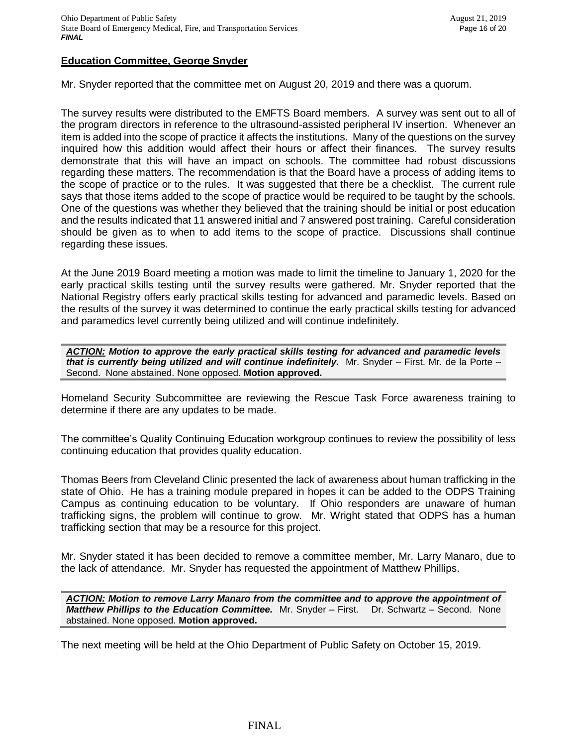**Education Committee, George Snyder**

Mr. Snyder reported that the committee met on August 20, 2019 and there was a quorum.

The survey results were distributed to the EMFTS Board members. A survey was sent out to all of the program directors in reference to the ultrasound-assisted peripheral IV insertion. Whenever an item is added into the scope of practice it affects the institutions. Many of the questions on the survey inquired how this addition would affect their hours or affect their finances. The survey results demonstrate that this will have an impact on schools. The committee had robust discussions regarding these matters. The recommendation is that the Board have a process of adding items to the scope of practice or to the rules. It was suggested that there be a checklist. The current rule says that those items added to the scope of practice would be required to be taught by the schools. One of the questions was whether they believed that the training should be initial or post education and the results indicated that 11 answered initial and 7 answered post training. Careful consideration should be given as to when to add items to the scope of practice. Discussions shall continue regarding these issues.

At the June 2019 Board meeting a motion was made to limit the timeline to January 1, 2020 for the early practical skills testing until the survey results were gathered. Mr. Snyder reported that the National Registry offers early practical skills testing for advanced and paramedic levels. Based on the results of the survey it was determined to continue the early practical skills testing for advanced and paramedics level currently being utilized and will continue indefinitely.

***ACTION:*** ***Motion to approve the early practical skills testing for advanced and paramedic levels that is currently being utilized and will continue indefinitely.*** Mr. Snyder – First. Mr. de la Porte – Second. None abstained. None opposed. **Motion approved.**

Homeland Security Subcommittee are reviewing the Rescue Task Force awareness training to determine if there are any updates to be made.

The committee's Quality Continuing Education workgroup continues to review the possibility of less continuing education that provides quality education.

Thomas Beers from Cleveland Clinic presented the lack of awareness about human trafficking in the state of Ohio. He has a training module prepared in hopes it can be added to the ODPS Training Campus as continuing education to be voluntary. If Ohio responders are unaware of human trafficking signs, the problem will continue to grow. Mr. Wright stated that ODPS has a human trafficking section that may be a resource for this project.

Mr. Snyder stated it has been decided to remove a committee member, Mr. Larry Manaro, due to the lack of attendance. Mr. Snyder has requested the appointment of Matthew Phillips.

***ACTION:*** ***Motion to remove Larry Manaro from the committee and to approve the appointment of Matthew Phillips to the Education Committee.*** Mr. Snyder – First. Dr. Schwartz – Second. None abstained. None opposed. **Motion approved.**

The next meeting will be held at the Ohio Department of Public Safety on October 15, 2019.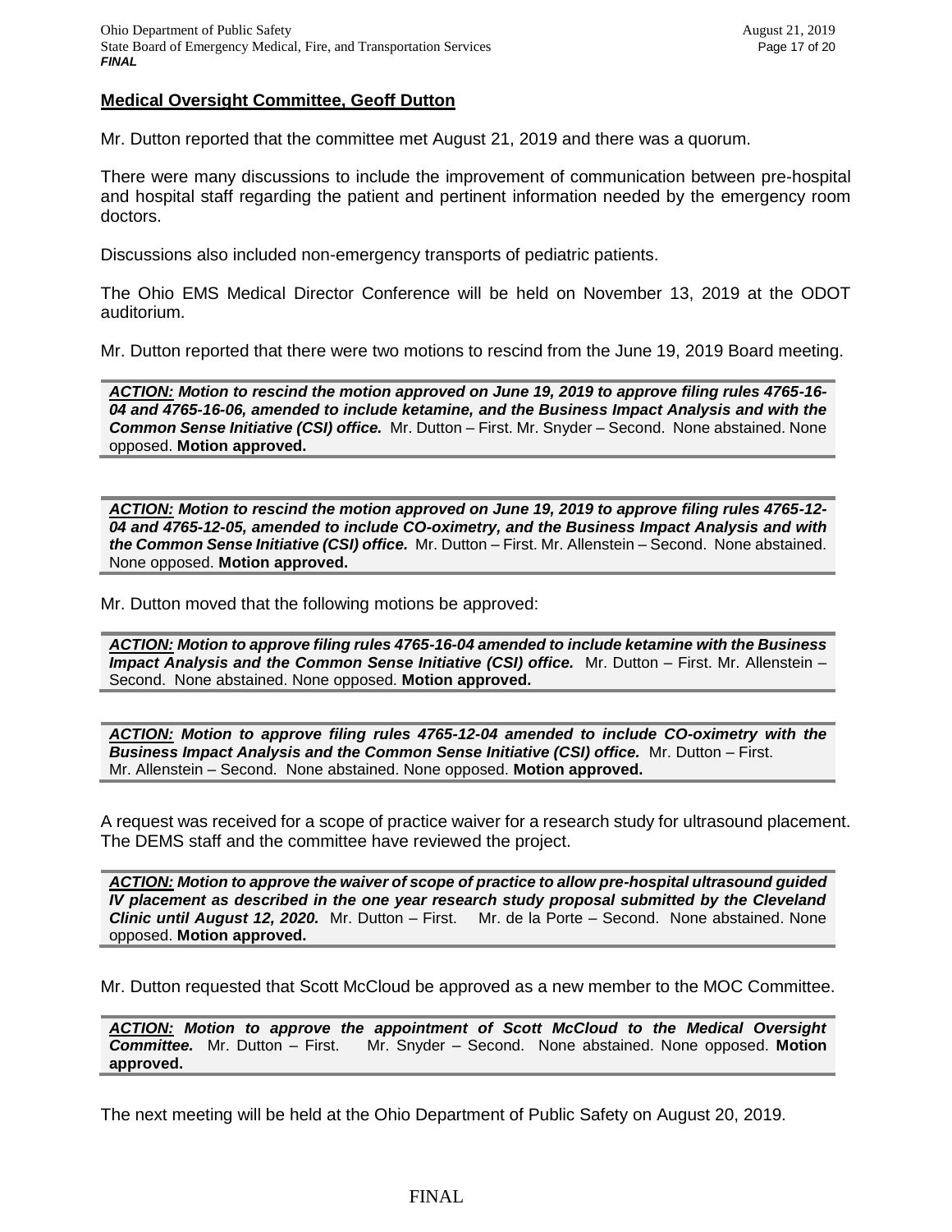**Medical Oversight Committee, Geoff Dutton**

Mr. Dutton reported that the committee met August 21, 2019 and there was a quorum.

There were many discussions to include the improvement of communication between pre-hospital and hospital staff regarding the patient and pertinent information needed by the emergency room doctors.

Discussions also included non-emergency transports of pediatric patients.

The Ohio EMS Medical Director Conference will be held on November 13, 2019 at the ODOT auditorium.

Mr. Dutton reported that there were two motions to rescind from the June 19, 2019 Board meeting.

***ACTION:* *Motion to rescind the motion approved on June 19, 2019 to approve filing rules 4765-16-04 and 4765-16-06, amended to include ketamine, and the Business Impact Analysis and with the Common Sense Initiative (CSI) office.*** Mr. Dutton – First. Mr. Snyder – Second. None abstained. None opposed. **Motion approved.**

***ACTION:* *Motion to rescind the motion approved on June 19, 2019 to approve filing rules 4765-12-04 and 4765-12-05, amended to include CO-oximetry, and the Business Impact Analysis and with the Common Sense Initiative (CSI) office.*** Mr. Dutton – First. Mr. Allenstein – Second. None abstained. None opposed. **Motion approved.**

Mr. Dutton moved that the following motions be approved:

***ACTION:* *Motion to approve filing rules 4765-16-04 amended to include ketamine with the Business Impact Analysis and the Common Sense Initiative (CSI) office.*** Mr. Dutton – First. Mr. Allenstein – Second. None abstained. None opposed. **Motion approved.**

***ACTION:* *Motion to approve filing rules 4765-12-04 amended to include CO-oximetry with the Business Impact Analysis and the Common Sense Initiative (CSI) office.*** Mr. Dutton – First. Mr. Allenstein – Second. None abstained. None opposed. **Motion approved.**

A request was received for a scope of practice waiver for a research study for ultrasound placement. The DEMS staff and the committee have reviewed the project.

***ACTION:* *Motion to approve the waiver of scope of practice to allow pre-hospital ultrasound guided IV placement as described in the one year research study proposal submitted by the Cleveland Clinic until August 12, 2020.*** Mr. Dutton – First. Mr. de la Porte – Second. None abstained. None opposed. **Motion approved.**

Mr. Dutton requested that Scott McCloud be approved as a new member to the MOC Committee.

***ACTION:* *Motion to approve the appointment of Scott McCloud to the Medical Oversight Committee.*** Mr. Dutton – First. Mr. Snyder – Second. None abstained. None opposed. **Motion approved.**

The next meeting will be held at the Ohio Department of Public Safety on August 20, 2019.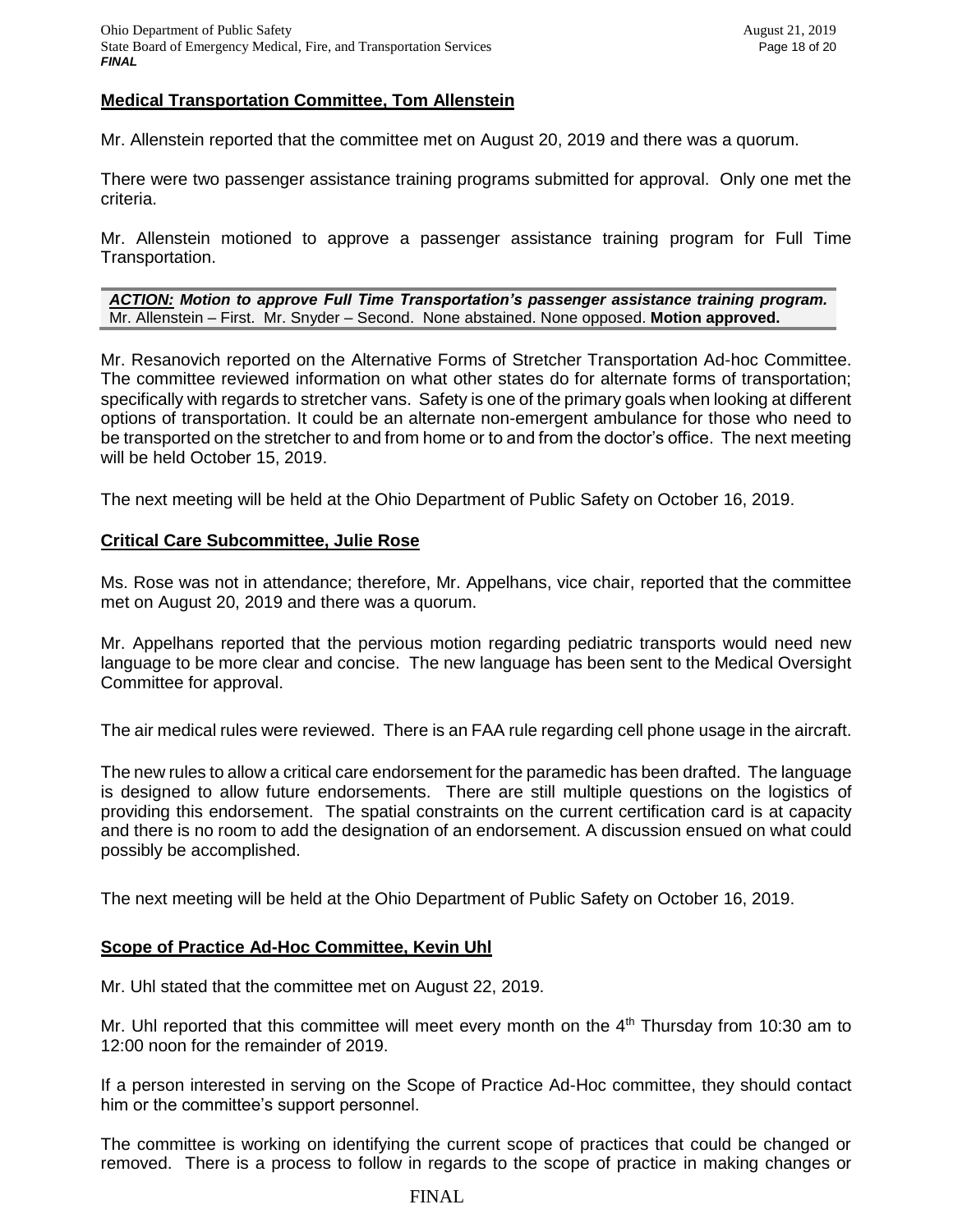**Medical Transportation Committee, Tom Allenstein**

Mr. Allenstein reported that the committee met on August 20, 2019 and there was a quorum.

There were two passenger assistance training programs submitted for approval. Only one met the criteria.

Mr. Allenstein motioned to approve a passenger assistance training program for Full Time Transportation.

***ACTION:* Motion to approve Full Time Transportation's passenger assistance training program.**
Mr. Allenstein – First. Mr. Snyder – Second. None abstained. None opposed. **Motion approved.**

Mr. Resanovich reported on the Alternative Forms of Stretcher Transportation Ad-hoc Committee. The committee reviewed information on what other states do for alternate forms of transportation; specifically with regards to stretcher vans. Safety is one of the primary goals when looking at different options of transportation. It could be an alternate non-emergent ambulance for those who need to be transported on the stretcher to and from home or to and from the doctor's office. The next meeting will be held October 15, 2019.

The next meeting will be held at the Ohio Department of Public Safety on October 16, 2019.

**Critical Care Subcommittee, Julie Rose**

Ms. Rose was not in attendance; therefore, Mr. Appelhans, vice chair, reported that the committee met on August 20, 2019 and there was a quorum.

Mr. Appelhans reported that the pervious motion regarding pediatric transports would need new language to be more clear and concise. The new language has been sent to the Medical Oversight Committee for approval.

The air medical rules were reviewed. There is an FAA rule regarding cell phone usage in the aircraft.

The new rules to allow a critical care endorsement for the paramedic has been drafted. The language is designed to allow future endorsements. There are still multiple questions on the logistics of providing this endorsement. The spatial constraints on the current certification card is at capacity and there is no room to add the designation of an endorsement. A discussion ensued on what could possibly be accomplished.

The next meeting will be held at the Ohio Department of Public Safety on October 16, 2019.

**Scope of Practice Ad-Hoc Committee, Kevin Uhl**

Mr. Uhl stated that the committee met on August 22, 2019.

Mr. Uhl reported that this committee will meet every month on the 4th Thursday from 10:30 am to 12:00 noon for the remainder of 2019.

If a person interested in serving on the Scope of Practice Ad-Hoc committee, they should contact him or the committee's support personnel.

The committee is working on identifying the current scope of practices that could be changed or removed. There is a process to follow in regards to the scope of practice in making changes or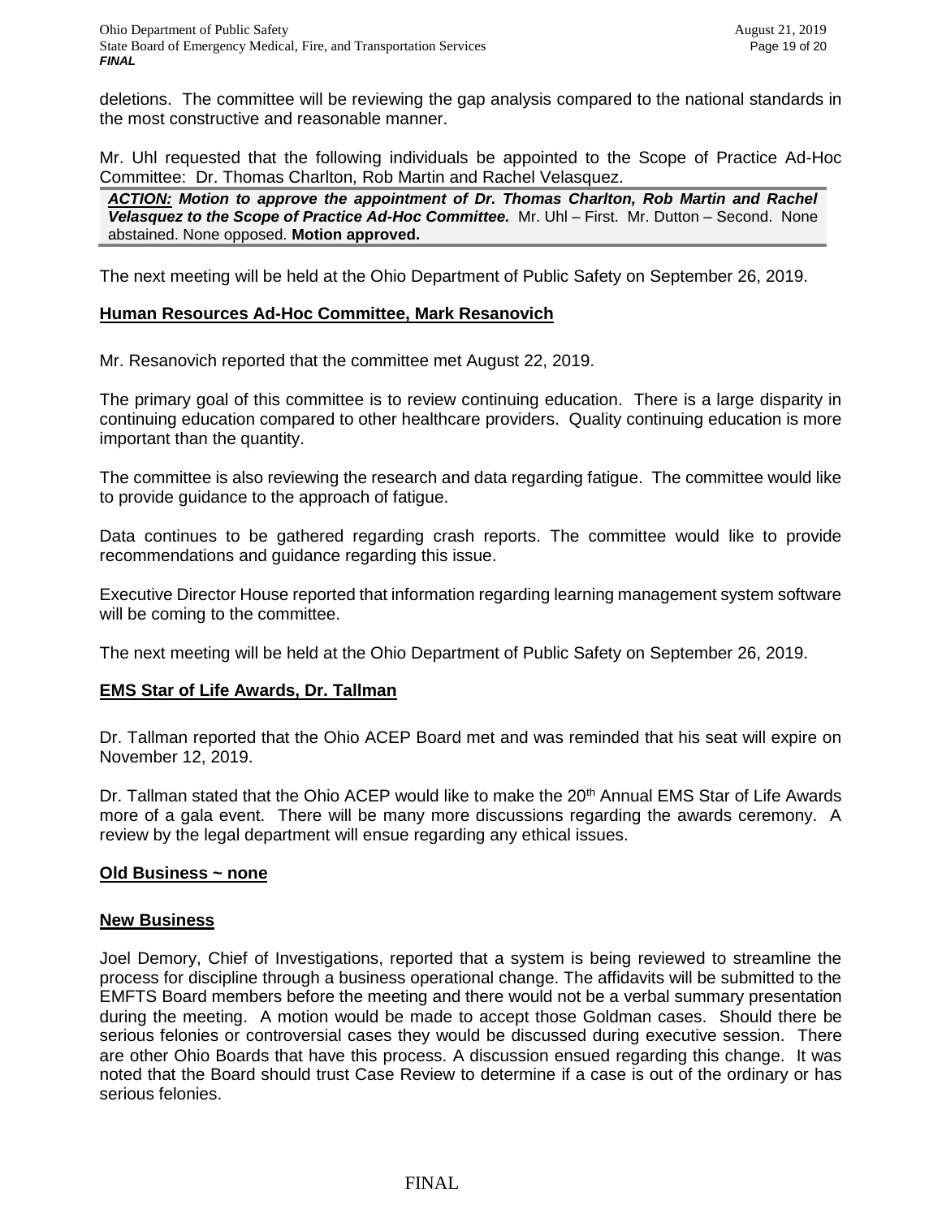deletions. The committee will be reviewing the gap analysis compared to the national standards in the most constructive and reasonable manner.

Mr. Uhl requested that the following individuals be appointed to the Scope of Practice Ad-Hoc Committee: Dr. Thomas Charlton, Rob Martin and Rachel Velasquez.

***ACTION:* Motion to approve the appointment of Dr. Thomas Charlton, Rob Martin and Rachel Velasquez to the Scope of Practice Ad-Hoc Committee.** Mr. Uhl – First. Mr. Dutton – Second. None abstained. None opposed. **Motion approved.**

The next meeting will be held at the Ohio Department of Public Safety on September 26, 2019.

**Human Resources Ad-Hoc Committee, Mark Resanovich**

Mr. Resanovich reported that the committee met August 22, 2019.

The primary goal of this committee is to review continuing education. There is a large disparity in continuing education compared to other healthcare providers. Quality continuing education is more important than the quantity.

The committee is also reviewing the research and data regarding fatigue. The committee would like to provide guidance to the approach of fatigue.

Data continues to be gathered regarding crash reports. The committee would like to provide recommendations and guidance regarding this issue.

Executive Director House reported that information regarding learning management system software will be coming to the committee.

The next meeting will be held at the Ohio Department of Public Safety on September 26, 2019.

**EMS Star of Life Awards, Dr. Tallman**

Dr. Tallman reported that the Ohio ACEP Board met and was reminded that his seat will expire on November 12, 2019.

Dr. Tallman stated that the Ohio ACEP would like to make the 20th Annual EMS Star of Life Awards more of a gala event. There will be many more discussions regarding the awards ceremony. A review by the legal department will ensue regarding any ethical issues.

**Old Business ~ none**

**New Business**

Joel Demory, Chief of Investigations, reported that a system is being reviewed to streamline the process for discipline through a business operational change. The affidavits will be submitted to the EMFTS Board members before the meeting and there would not be a verbal summary presentation during the meeting. A motion would be made to accept those Goldman cases. Should there be serious felonies or controversial cases they would be discussed during executive session. There are other Ohio Boards that have this process. A discussion ensued regarding this change. It was noted that the Board should trust Case Review to determine if a case is out of the ordinary or has serious felonies.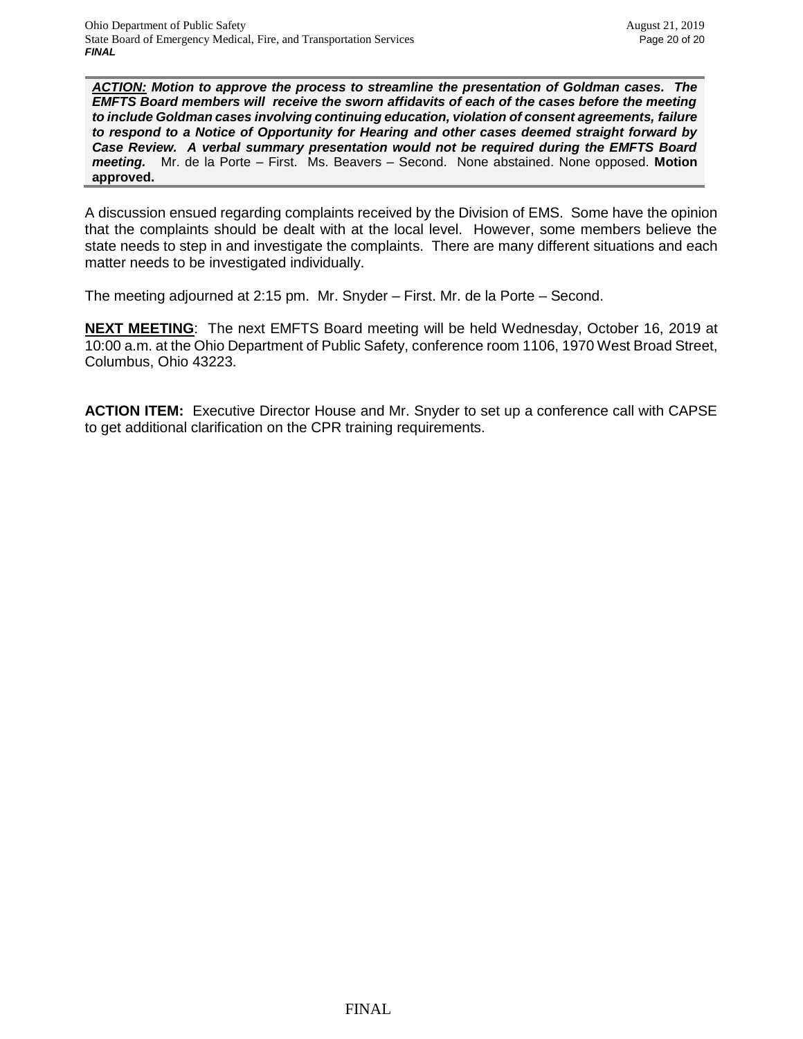***ACTION:*** ***Motion to approve the process to streamline the presentation of Goldman cases. The EMFTS Board members will receive the sworn affidavits of each of the cases before the meeting to include Goldman cases involving continuing education, violation of consent agreements, failure to respond to a Notice of Opportunity for Hearing and other cases deemed straight forward by Case Review. A verbal summary presentation would not be required during the EMFTS Board meeting.*** Mr. de la Porte – First. Ms. Beavers – Second. None abstained. None opposed. **Motion approved.**

A discussion ensued regarding complaints received by the Division of EMS. Some have the opinion that the complaints should be dealt with at the local level. However, some members believe the state needs to step in and investigate the complaints. There are many different situations and each matter needs to be investigated individually.

The meeting adjourned at 2:15 pm. Mr. Snyder – First. Mr. de la Porte – Second.

**NEXT MEETING**: The next EMFTS Board meeting will be held Wednesday, October 16, 2019 at 10:00 a.m. at the Ohio Department of Public Safety, conference room 1106, 1970 West Broad Street, Columbus, Ohio 43223.

**ACTION ITEM:** Executive Director House and Mr. Snyder to set up a conference call with CAPSE to get additional clarification on the CPR training requirements.